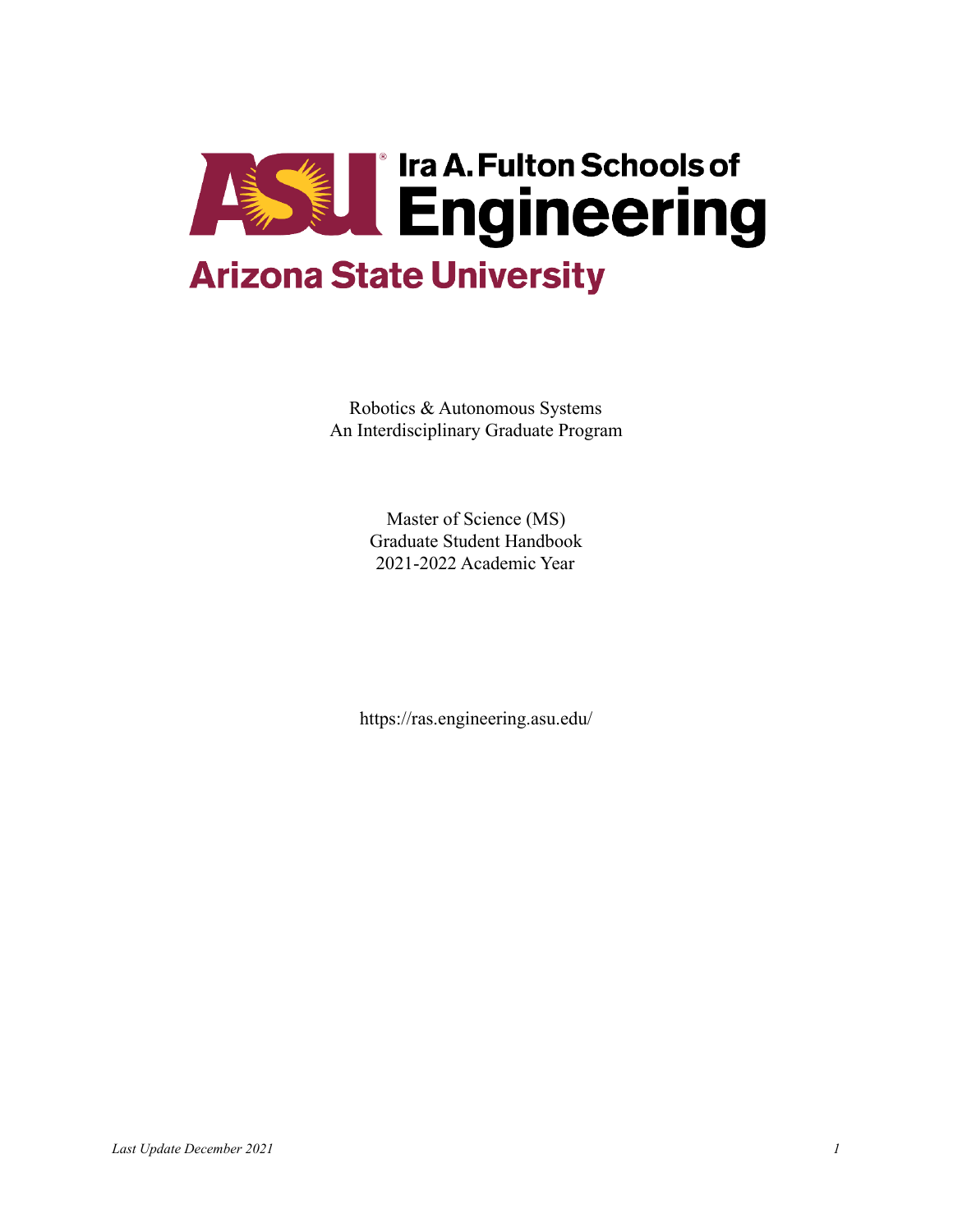ASU Ira A. Fulton Schools of Engineering

Arizona State University

Robotics & Autonomous Systems
An Interdisciplinary Graduate Program

Master of Science (MS)
Graduate Student Handbook
2021-2022 Academic Year

https://ras.engineering.asu.edu/

*Last Update December 2021*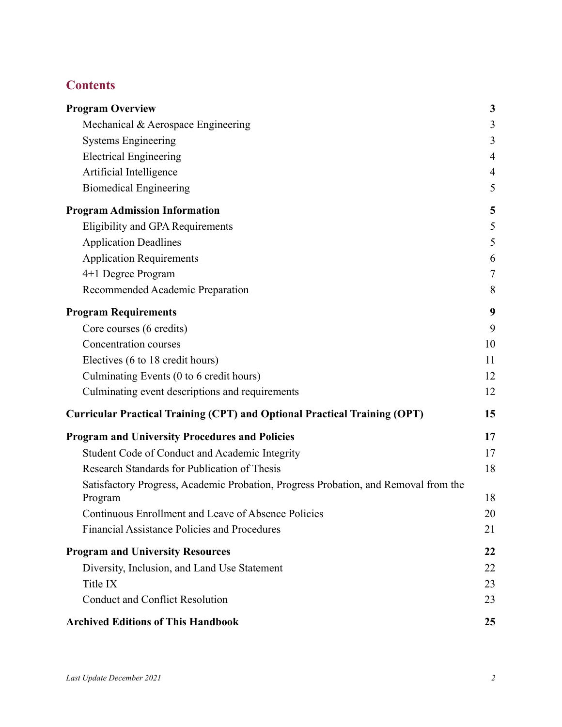## Contents

| | |
|---|---|
| **Program Overview** | **3** |
| Mechanical & Aerospace Engineering | 3 |
| Systems Engineering | 3 |
| Electrical Engineering | 4 |
| Artificial Intelligence | 4 |
| Biomedical Engineering | 5 |
| **Program Admission Information** | **5** |
| Eligibility and GPA Requirements | 5 |
| Application Deadlines | 5 |
| Application Requirements | 6 |
| 4+1 Degree Program | 7 |
| Recommended Academic Preparation | 8 |
| **Program Requirements** | **9** |
| Core courses (6 credits) | 9 |
| Concentration courses | 10 |
| Electives (6 to 18 credit hours) | 11 |
| Culminating Events (0 to 6 credit hours) | 12 |
| Culminating event descriptions and requirements | 12 |
| **Curricular Practical Training (CPT) and Optional Practical Training (OPT)** | **15** |
| **Program and University Procedures and Policies** | **17** |
| Student Code of Conduct and Academic Integrity | 17 |
| Research Standards for Publication of Thesis | 18 |
| Satisfactory Progress, Academic Probation, Progress Probation, and Removal from the Program | 18 |
| Continuous Enrollment and Leave of Absence Policies | 20 |
| Financial Assistance Policies and Procedures | 21 |
| **Program and University Resources** | **22** |
| Diversity, Inclusion, and Land Use Statement | 22 |
| Title IX | 23 |
| Conduct and Conflict Resolution | 23 |
| **Archived Editions of This Handbook** | **25** |

*Last Update December 2021*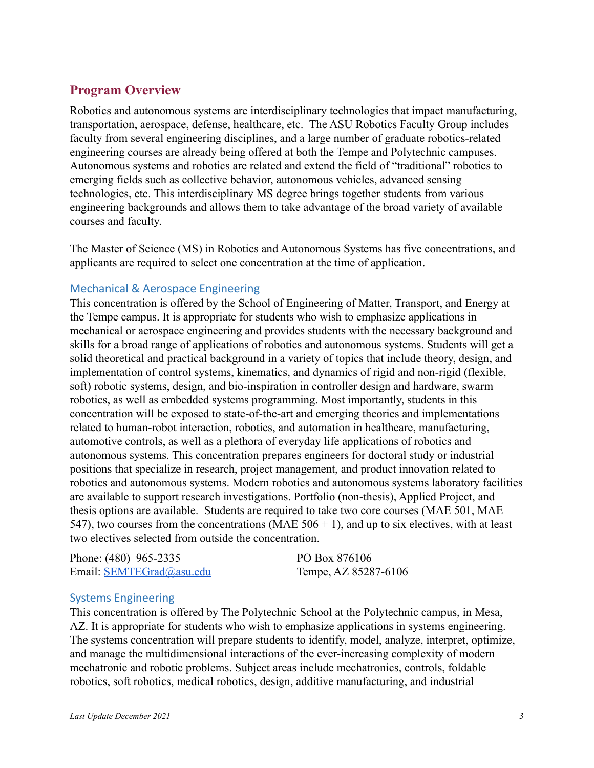## Program Overview

Robotics and autonomous systems are interdisciplinary technologies that impact manufacturing, transportation, aerospace, defense, healthcare, etc. The ASU Robotics Faculty Group includes faculty from several engineering disciplines, and a large number of graduate robotics-related engineering courses are already being offered at both the Tempe and Polytechnic campuses. Autonomous systems and robotics are related and extend the field of "traditional" robotics to emerging fields such as collective behavior, autonomous vehicles, advanced sensing technologies, etc. This interdisciplinary MS degree brings together students from various engineering backgrounds and allows them to take advantage of the broad variety of available courses and faculty.

The Master of Science (MS) in Robotics and Autonomous Systems has five concentrations, and applicants are required to select one concentration at the time of application.

### Mechanical & Aerospace Engineering

This concentration is offered by the School of Engineering of Matter, Transport, and Energy at the Tempe campus. It is appropriate for students who wish to emphasize applications in mechanical or aerospace engineering and provides students with the necessary background and skills for a broad range of applications of robotics and autonomous systems. Students will get a solid theoretical and practical background in a variety of topics that include theory, design, and implementation of control systems, kinematics, and dynamics of rigid and non-rigid (flexible, soft) robotic systems, design, and bio-inspiration in controller design and hardware, swarm robotics, as well as embedded systems programming. Most importantly, students in this concentration will be exposed to state-of-the-art and emerging theories and implementations related to human-robot interaction, robotics, and automation in healthcare, manufacturing, automotive controls, as well as a plethora of everyday life applications of robotics and autonomous systems. This concentration prepares engineers for doctoral study or industrial positions that specialize in research, project management, and product innovation related to robotics and autonomous systems. Modern robotics and autonomous systems laboratory facilities are available to support research investigations. Portfolio (non-thesis), Applied Project, and thesis options are available. Students are required to take two core courses (MAE 501, MAE 547), two courses from the concentrations (MAE 506 + 1), and up to six electives, with at least two electives selected from outside the concentration.

Phone: (480) 965-2335
Email: SEMTEGrad@asu.edu

PO Box 876106
Tempe, AZ 85287-6106

### Systems Engineering

This concentration is offered by The Polytechnic School at the Polytechnic campus, in Mesa, AZ. It is appropriate for students who wish to emphasize applications in systems engineering. The systems concentration will prepare students to identify, model, analyze, interpret, optimize, and manage the multidimensional interactions of the ever-increasing complexity of modern mechatronic and robotic problems. Subject areas include mechatronics, controls, foldable robotics, soft robotics, medical robotics, design, additive manufacturing, and industrial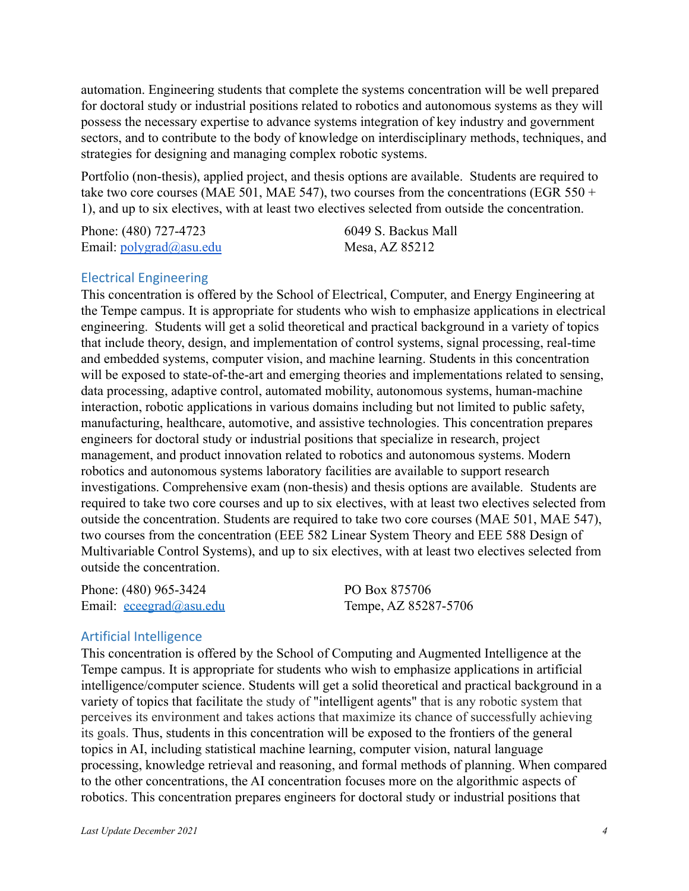automation. Engineering students that complete the systems concentration will be well prepared for doctoral study or industrial positions related to robotics and autonomous systems as they will possess the necessary expertise to advance systems integration of key industry and government sectors, and to contribute to the body of knowledge on interdisciplinary methods, techniques, and strategies for designing and managing complex robotic systems.

Portfolio (non-thesis), applied project, and thesis options are available. Students are required to take two core courses (MAE 501, MAE 547), two courses from the concentrations (EGR 550 + 1), and up to six electives, with at least two electives selected from outside the concentration.

Phone: (480) 727-4723
Email: polygrad@asu.edu

6049 S. Backus Mall
Mesa, AZ 85212

## Electrical Engineering

This concentration is offered by the School of Electrical, Computer, and Energy Engineering at the Tempe campus. It is appropriate for students who wish to emphasize applications in electrical engineering. Students will get a solid theoretical and practical background in a variety of topics that include theory, design, and implementation of control systems, signal processing, real-time and embedded systems, computer vision, and machine learning. Students in this concentration will be exposed to state-of-the-art and emerging theories and implementations related to sensing, data processing, adaptive control, automated mobility, autonomous systems, human-machine interaction, robotic applications in various domains including but not limited to public safety, manufacturing, healthcare, automotive, and assistive technologies. This concentration prepares engineers for doctoral study or industrial positions that specialize in research, project management, and product innovation related to robotics and autonomous systems. Modern robotics and autonomous systems laboratory facilities are available to support research investigations. Comprehensive exam (non-thesis) and thesis options are available. Students are required to take two core courses and up to six electives, with at least two electives selected from outside the concentration. Students are required to take two core courses (MAE 501, MAE 547), two courses from the concentration (EEE 582 Linear System Theory and EEE 588 Design of Multivariable Control Systems), and up to six electives, with at least two electives selected from outside the concentration.

Phone: (480) 965-3424
Email: eceegrad@asu.edu

PO Box 875706
Tempe, AZ 85287-5706

## Artificial Intelligence

This concentration is offered by the School of Computing and Augmented Intelligence at the Tempe campus. It is appropriate for students who wish to emphasize applications in artificial intelligence/computer science. Students will get a solid theoretical and practical background in a variety of topics that facilitate the study of "intelligent agents" that is any robotic system that perceives its environment and takes actions that maximize its chance of successfully achieving its goals. Thus, students in this concentration will be exposed to the frontiers of the general topics in AI, including statistical machine learning, computer vision, natural language processing, knowledge retrieval and reasoning, and formal methods of planning. When compared to the other concentrations, the AI concentration focuses more on the algorithmic aspects of robotics. This concentration prepares engineers for doctoral study or industrial positions that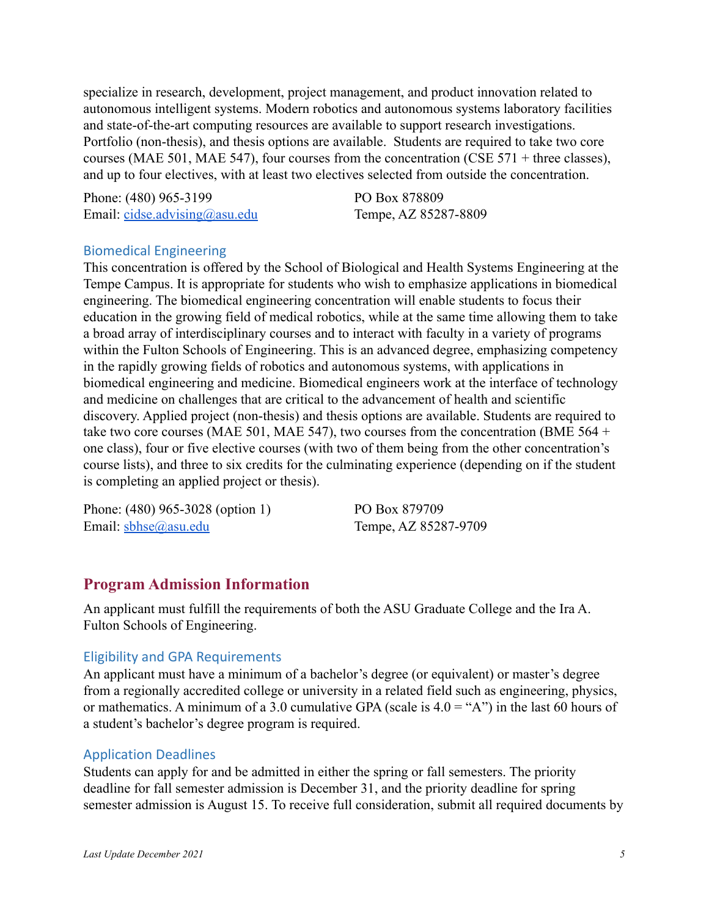specialize in research, development, project management, and product innovation related to autonomous intelligent systems. Modern robotics and autonomous systems laboratory facilities and state-of-the-art computing resources are available to support research investigations. Portfolio (non-thesis), and thesis options are available. Students are required to take two core courses (MAE 501, MAE 547), four courses from the concentration (CSE 571 + three classes), and up to four electives, with at least two electives selected from outside the concentration.

Phone: (480) 965-3199
Email: cidse.advising@asu.edu

PO Box 878809
Tempe, AZ 85287-8809

### Biomedical Engineering

This concentration is offered by the School of Biological and Health Systems Engineering at the Tempe Campus. It is appropriate for students who wish to emphasize applications in biomedical engineering. The biomedical engineering concentration will enable students to focus their education in the growing field of medical robotics, while at the same time allowing them to take a broad array of interdisciplinary courses and to interact with faculty in a variety of programs within the Fulton Schools of Engineering. This is an advanced degree, emphasizing competency in the rapidly growing fields of robotics and autonomous systems, with applications in biomedical engineering and medicine. Biomedical engineers work at the interface of technology and medicine on challenges that are critical to the advancement of health and scientific discovery. Applied project (non-thesis) and thesis options are available. Students are required to take two core courses (MAE 501, MAE 547), two courses from the concentration (BME 564 + one class), four or five elective courses (with two of them being from the other concentration's course lists), and three to six credits for the culminating experience (depending on if the student is completing an applied project or thesis).

Phone: (480) 965-3028 (option 1)
Email: sbhse@asu.edu

PO Box 879709
Tempe, AZ 85287-9709

## Program Admission Information

An applicant must fulfill the requirements of both the ASU Graduate College and the Ira A. Fulton Schools of Engineering.

### Eligibility and GPA Requirements

An applicant must have a minimum of a bachelor's degree (or equivalent) or master's degree from a regionally accredited college or university in a related field such as engineering, physics, or mathematics. A minimum of a 3.0 cumulative GPA (scale is 4.0 = "A") in the last 60 hours of a student's bachelor's degree program is required.

### Application Deadlines

Students can apply for and be admitted in either the spring or fall semesters. The priority deadline for fall semester admission is December 31, and the priority deadline for spring semester admission is August 15. To receive full consideration, submit all required documents by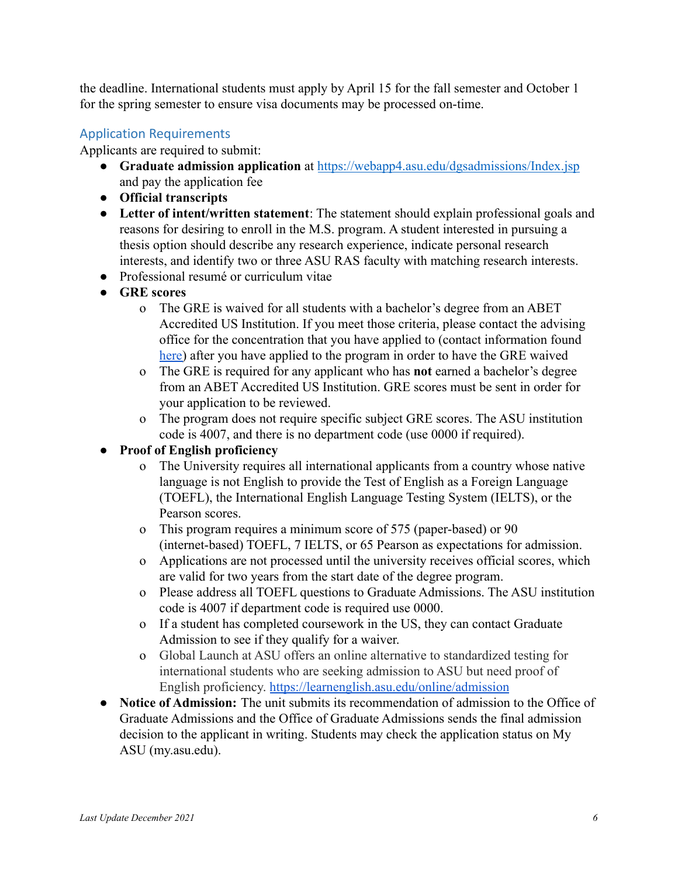the deadline. International students must apply by April 15 for the fall semester and October 1 for the spring semester to ensure visa documents may be processed on-time.

### Application Requirements

Applicants are required to submit:

- **Graduate admission application** at https://webapp4.asu.edu/dgsadmissions/Index.jsp and pay the application fee
- **Official transcripts**
- **Letter of intent/written statement**: The statement should explain professional goals and reasons for desiring to enroll in the M.S. program. A student interested in pursuing a thesis option should describe any research experience, indicate personal research interests, and identify two or three ASU RAS faculty with matching research interests.
- Professional resumé or curriculum vitae
- **GRE scores**
  - The GRE is waived for all students with a bachelor's degree from an ABET Accredited US Institution. If you meet those criteria, please contact the advising office for the concentration that you have applied to (contact information found here) after you have applied to the program in order to have the GRE waived
  - The GRE is required for any applicant who has **not** earned a bachelor's degree from an ABET Accredited US Institution. GRE scores must be sent in order for your application to be reviewed.
  - The program does not require specific subject GRE scores. The ASU institution code is 4007, and there is no department code (use 0000 if required).
- **Proof of English proficiency**
  - The University requires all international applicants from a country whose native language is not English to provide the Test of English as a Foreign Language (TOEFL), the International English Language Testing System (IELTS), or the Pearson scores.
  - This program requires a minimum score of 575 (paper-based) or 90 (internet-based) TOEFL, 7 IELTS, or 65 Pearson as expectations for admission.
  - Applications are not processed until the university receives official scores, which are valid for two years from the start date of the degree program.
  - Please address all TOEFL questions to Graduate Admissions. The ASU institution code is 4007 if department code is required use 0000.
  - If a student has completed coursework in the US, they can contact Graduate Admission to see if they qualify for a waiver.
  - Global Launch at ASU offers an online alternative to standardized testing for international students who are seeking admission to ASU but need proof of English proficiency. https://learnenglish.asu.edu/online/admission
- **Notice of Admission:** The unit submits its recommendation of admission to the Office of Graduate Admissions and the Office of Graduate Admissions sends the final admission decision to the applicant in writing. Students may check the application status on My ASU (my.asu.edu).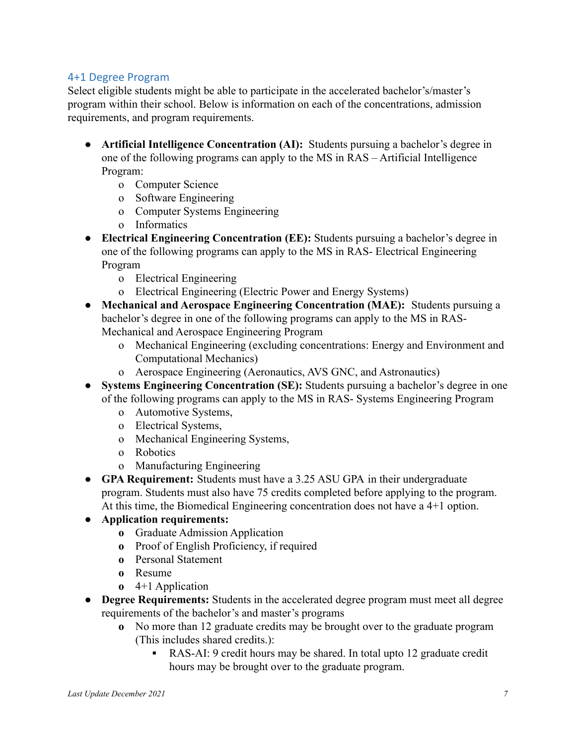## 4+1 Degree Program

Select eligible students might be able to participate in the accelerated bachelor's/master's program within their school. Below is information on each of the concentrations, admission requirements, and program requirements.

- **Artificial Intelligence Concentration (AI):** Students pursuing a bachelor's degree in one of the following programs can apply to the MS in RAS – Artificial Intelligence Program:
  - Computer Science
  - Software Engineering
  - Computer Systems Engineering
  - Informatics
- **Electrical Engineering Concentration (EE):** Students pursuing a bachelor's degree in one of the following programs can apply to the MS in RAS- Electrical Engineering Program
  - Electrical Engineering
  - Electrical Engineering (Electric Power and Energy Systems)
- **Mechanical and Aerospace Engineering Concentration (MAE):** Students pursuing a bachelor's degree in one of the following programs can apply to the MS in RAS- Mechanical and Aerospace Engineering Program
  - Mechanical Engineering (excluding concentrations: Energy and Environment and Computational Mechanics)
  - Aerospace Engineering (Aeronautics, AVS GNC, and Astronautics)
- **Systems Engineering Concentration (SE):** Students pursuing a bachelor's degree in one of the following programs can apply to the MS in RAS- Systems Engineering Program
  - Automotive Systems,
  - Electrical Systems,
  - Mechanical Engineering Systems,
  - Robotics
  - Manufacturing Engineering
- **GPA Requirement:** Students must have a 3.25 ASU GPA in their undergraduate program. Students must also have 75 credits completed before applying to the program. At this time, the Biomedical Engineering concentration does not have a 4+1 option.
- **Application requirements:**
  - Graduate Admission Application
  - Proof of English Proficiency, if required
  - Personal Statement
  - Resume
  - 4+1 Application
- **Degree Requirements:** Students in the accelerated degree program must meet all degree requirements of the bachelor's and master's programs
  - No more than 12 graduate credits may be brought over to the graduate program (This includes shared credits.):
    - RAS-AI: 9 credit hours may be shared. In total upto 12 graduate credit hours may be brought over to the graduate program.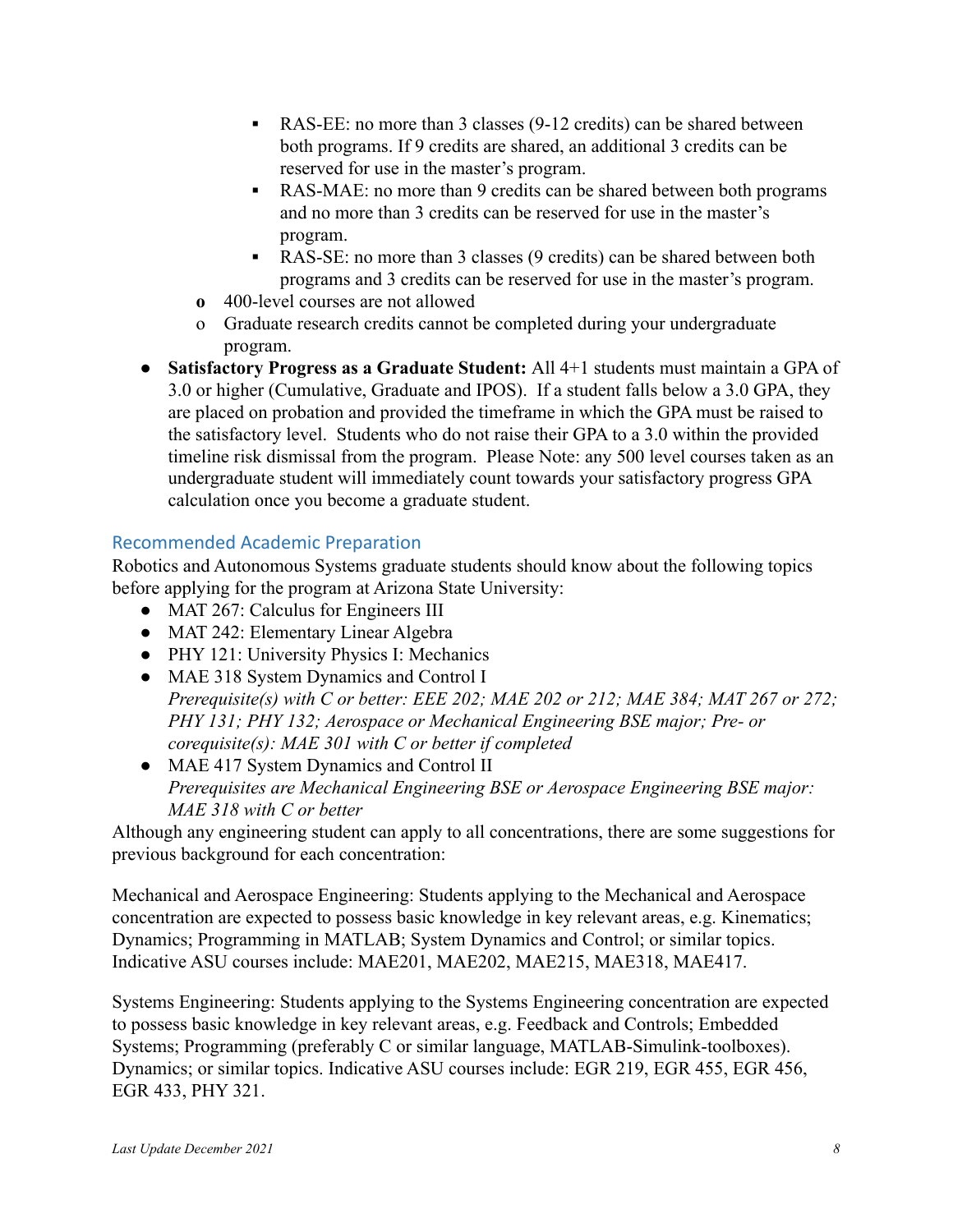- RAS-EE: no more than 3 classes (9-12 credits) can be shared between both programs. If 9 credits are shared, an additional 3 credits can be reserved for use in the master's program.
        - RAS-MAE: no more than 9 credits can be shared between both programs and no more than 3 credits can be reserved for use in the master's program.
        - RAS-SE: no more than 3 classes (9 credits) can be shared between both programs and 3 credits can be reserved for use in the master's program.
    - 400-level courses are not allowed
    - Graduate research credits cannot be completed during your undergraduate program.
- **Satisfactory Progress as a Graduate Student:** All 4+1 students must maintain a GPA of 3.0 or higher (Cumulative, Graduate and IPOS). If a student falls below a 3.0 GPA, they are placed on probation and provided the timeframe in which the GPA must be raised to the satisfactory level. Students who do not raise their GPA to a 3.0 within the provided timeline risk dismissal from the program. Please Note: any 500 level courses taken as an undergraduate student will immediately count towards your satisfactory progress GPA calculation once you become a graduate student.

## Recommended Academic Preparation

Robotics and Autonomous Systems graduate students should know about the following topics before applying for the program at Arizona State University:

- MAT 267: Calculus for Engineers III
- MAT 242: Elementary Linear Algebra
- PHY 121: University Physics I: Mechanics
- MAE 318 System Dynamics and Control I
  *Prerequisite(s) with C or better: EEE 202; MAE 202 or 212; MAE 384; MAT 267 or 272; PHY 131; PHY 132; Aerospace or Mechanical Engineering BSE major; Pre- or corequisite(s): MAE 301 with C or better if completed*
- MAE 417 System Dynamics and Control II
  *Prerequisites are Mechanical Engineering BSE or Aerospace Engineering BSE major: MAE 318 with C or better*

Although any engineering student can apply to all concentrations, there are some suggestions for previous background for each concentration:

Mechanical and Aerospace Engineering: Students applying to the Mechanical and Aerospace concentration are expected to possess basic knowledge in key relevant areas, e.g. Kinematics; Dynamics; Programming in MATLAB; System Dynamics and Control; or similar topics. Indicative ASU courses include: MAE201, MAE202, MAE215, MAE318, MAE417.

Systems Engineering: Students applying to the Systems Engineering concentration are expected to possess basic knowledge in key relevant areas, e.g. Feedback and Controls; Embedded Systems; Programming (preferably C or similar language, MATLAB-Simulink-toolboxes). Dynamics; or similar topics. Indicative ASU courses include: EGR 219, EGR 455, EGR 456, EGR 433, PHY 321.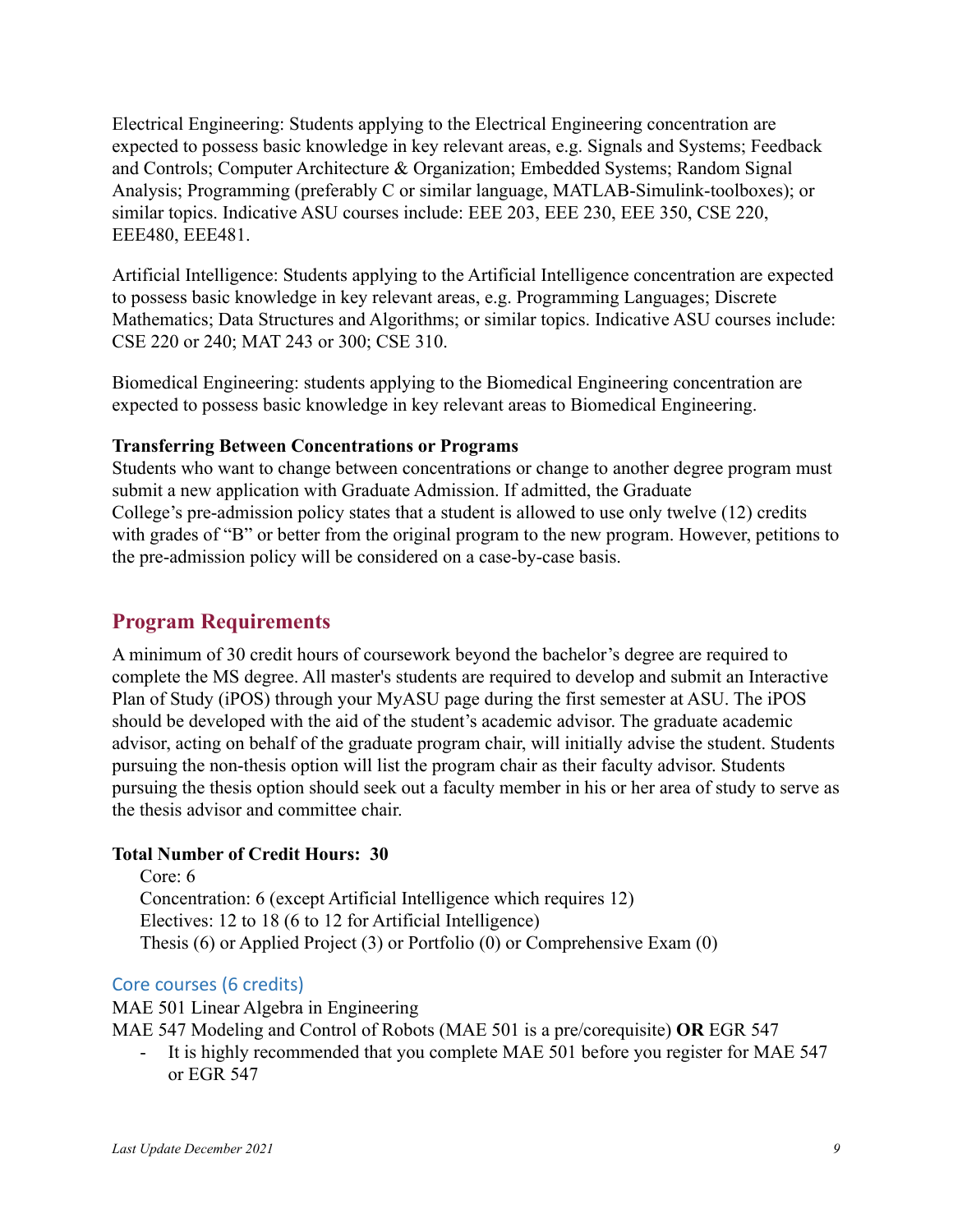Electrical Engineering: Students applying to the Electrical Engineering concentration are expected to possess basic knowledge in key relevant areas, e.g. Signals and Systems; Feedback and Controls; Computer Architecture & Organization; Embedded Systems; Random Signal Analysis; Programming (preferably C or similar language, MATLAB-Simulink-toolboxes); or similar topics. Indicative ASU courses include: EEE 203, EEE 230, EEE 350, CSE 220, EEE480, EEE481.

Artificial Intelligence: Students applying to the Artificial Intelligence concentration are expected to possess basic knowledge in key relevant areas, e.g. Programming Languages; Discrete Mathematics; Data Structures and Algorithms; or similar topics. Indicative ASU courses include: CSE 220 or 240; MAT 243 or 300; CSE 310.

Biomedical Engineering: students applying to the Biomedical Engineering concentration are expected to possess basic knowledge in key relevant areas to Biomedical Engineering.

**Transferring Between Concentrations or Programs**

Students who want to change between concentrations or change to another degree program must submit a new application with Graduate Admission. If admitted, the Graduate College's pre-admission policy states that a student is allowed to use only twelve (12) credits with grades of "B" or better from the original program to the new program. However, petitions to the pre-admission policy will be considered on a case-by-case basis.

## Program Requirements

A minimum of 30 credit hours of coursework beyond the bachelor's degree are required to complete the MS degree. All master's students are required to develop and submit an Interactive Plan of Study (iPOS) through your MyASU page during the first semester at ASU. The iPOS should be developed with the aid of the student's academic advisor. The graduate academic advisor, acting on behalf of the graduate program chair, will initially advise the student. Students pursuing the non-thesis option will list the program chair as their faculty advisor. Students pursuing the thesis option should seek out a faculty member in his or her area of study to serve as the thesis advisor and committee chair.

**Total Number of Credit Hours: 30**

Core: 6
Concentration: 6 (except Artificial Intelligence which requires 12)
Electives: 12 to 18 (6 to 12 for Artificial Intelligence)
Thesis (6) or Applied Project (3) or Portfolio (0) or Comprehensive Exam (0)

### Core courses (6 credits)

MAE 501 Linear Algebra in Engineering
MAE 547 Modeling and Control of Robots (MAE 501 is a pre/corequisite) **OR** EGR 547

- It is highly recommended that you complete MAE 501 before you register for MAE 547 or EGR 547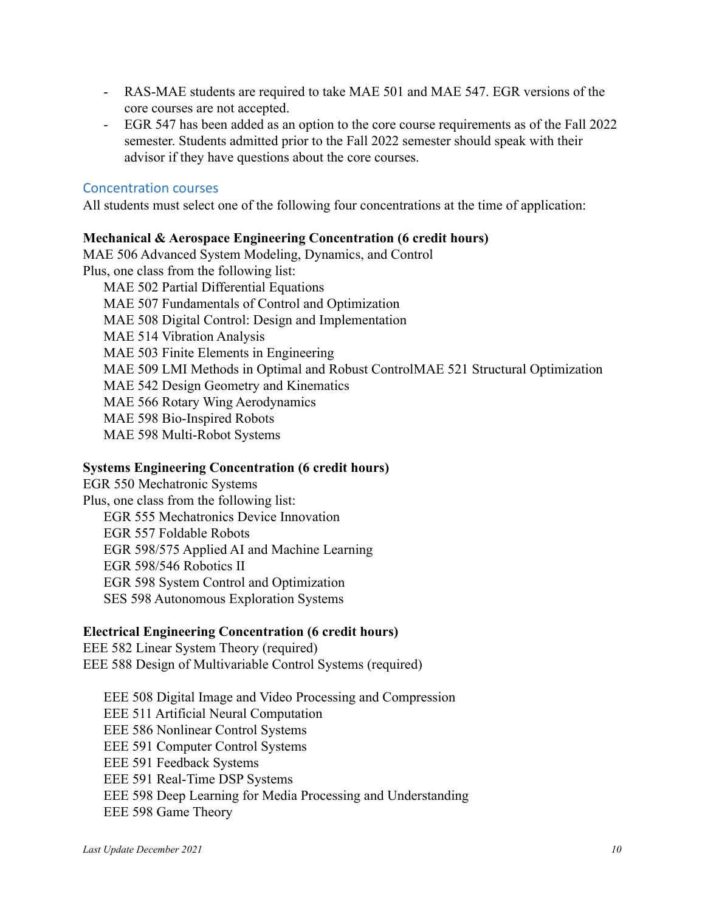- RAS-MAE students are required to take MAE 501 and MAE 547. EGR versions of the core courses are not accepted.
- EGR 547 has been added as an option to the core course requirements as of the Fall 2022 semester. Students admitted prior to the Fall 2022 semester should speak with their advisor if they have questions about the core courses.

## Concentration courses

All students must select one of the following four concentrations at the time of application:

**Mechanical & Aerospace Engineering Concentration (6 credit hours)**
MAE 506 Advanced System Modeling, Dynamics, and Control
Plus, one class from the following list:

- MAE 502 Partial Differential Equations
- MAE 507 Fundamentals of Control and Optimization
- MAE 508 Digital Control: Design and Implementation
- MAE 514 Vibration Analysis
- MAE 503 Finite Elements in Engineering
- MAE 509 LMI Methods in Optimal and Robust ControlMAE 521 Structural Optimization
- MAE 542 Design Geometry and Kinematics
- MAE 566 Rotary Wing Aerodynamics
- MAE 598 Bio-Inspired Robots
- MAE 598 Multi-Robot Systems

**Systems Engineering Concentration (6 credit hours)**
EGR 550 Mechatronic Systems
Plus, one class from the following list:

- EGR 555 Mechatronics Device Innovation
- EGR 557 Foldable Robots
- EGR 598/575 Applied AI and Machine Learning
- EGR 598/546 Robotics II
- EGR 598 System Control and Optimization
- SES 598 Autonomous Exploration Systems

**Electrical Engineering Concentration (6 credit hours)**
EEE 582 Linear System Theory (required)
EEE 588 Design of Multivariable Control Systems (required)

- EEE 508 Digital Image and Video Processing and Compression
- EEE 511 Artificial Neural Computation
- EEE 586 Nonlinear Control Systems
- EEE 591 Computer Control Systems
- EEE 591 Feedback Systems
- EEE 591 Real-Time DSP Systems
- EEE 598 Deep Learning for Media Processing and Understanding
- EEE 598 Game Theory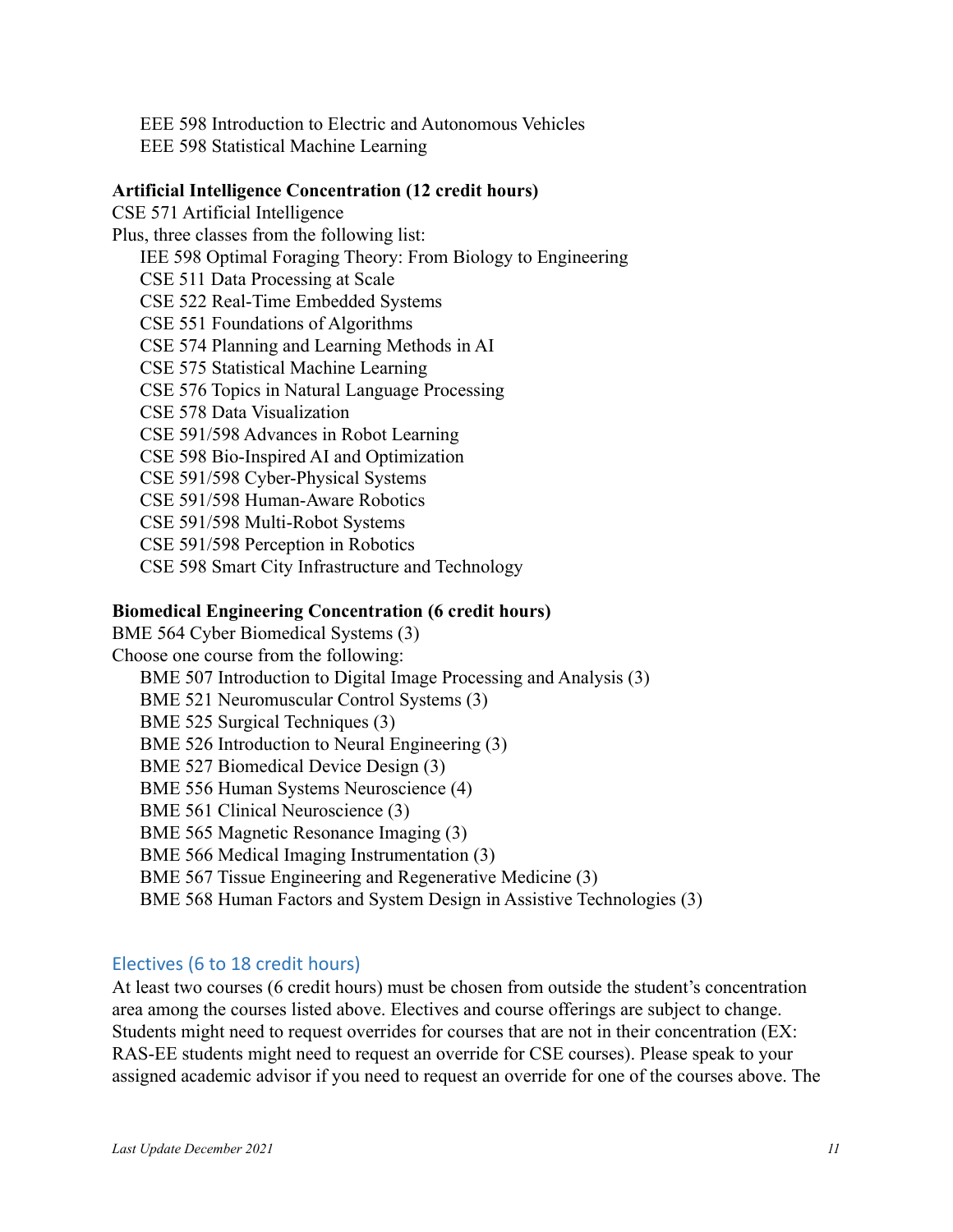- EEE 598 Introduction to Electric and Autonomous Vehicles
- EEE 598 Statistical Machine Learning

**Artificial Intelligence Concentration (12 credit hours)**

CSE 571 Artificial Intelligence

Plus, three classes from the following list:

- IEE 598 Optimal Foraging Theory: From Biology to Engineering
- CSE 511 Data Processing at Scale
- CSE 522 Real-Time Embedded Systems
- CSE 551 Foundations of Algorithms
- CSE 574 Planning and Learning Methods in AI
- CSE 575 Statistical Machine Learning
- CSE 576 Topics in Natural Language Processing
- CSE 578 Data Visualization
- CSE 591/598 Advances in Robot Learning
- CSE 598 Bio-Inspired AI and Optimization
- CSE 591/598 Cyber-Physical Systems
- CSE 591/598 Human-Aware Robotics
- CSE 591/598 Multi-Robot Systems
- CSE 591/598 Perception in Robotics
- CSE 598 Smart City Infrastructure and Technology

**Biomedical Engineering Concentration (6 credit hours)**

BME 564 Cyber Biomedical Systems (3)

Choose one course from the following:

- BME 507 Introduction to Digital Image Processing and Analysis (3)
- BME 521 Neuromuscular Control Systems (3)
- BME 525 Surgical Techniques (3)
- BME 526 Introduction to Neural Engineering (3)
- BME 527 Biomedical Device Design (3)
- BME 556 Human Systems Neuroscience (4)
- BME 561 Clinical Neuroscience (3)
- BME 565 Magnetic Resonance Imaging (3)
- BME 566 Medical Imaging Instrumentation (3)
- BME 567 Tissue Engineering and Regenerative Medicine (3)
- BME 568 Human Factors and System Design in Assistive Technologies (3)

## Electives (6 to 18 credit hours)

At least two courses (6 credit hours) must be chosen from outside the student's concentration area among the courses listed above. Electives and course offerings are subject to change. Students might need to request overrides for courses that are not in their concentration (EX: RAS-EE students might need to request an override for CSE courses). Please speak to your assigned academic advisor if you need to request an override for one of the courses above. The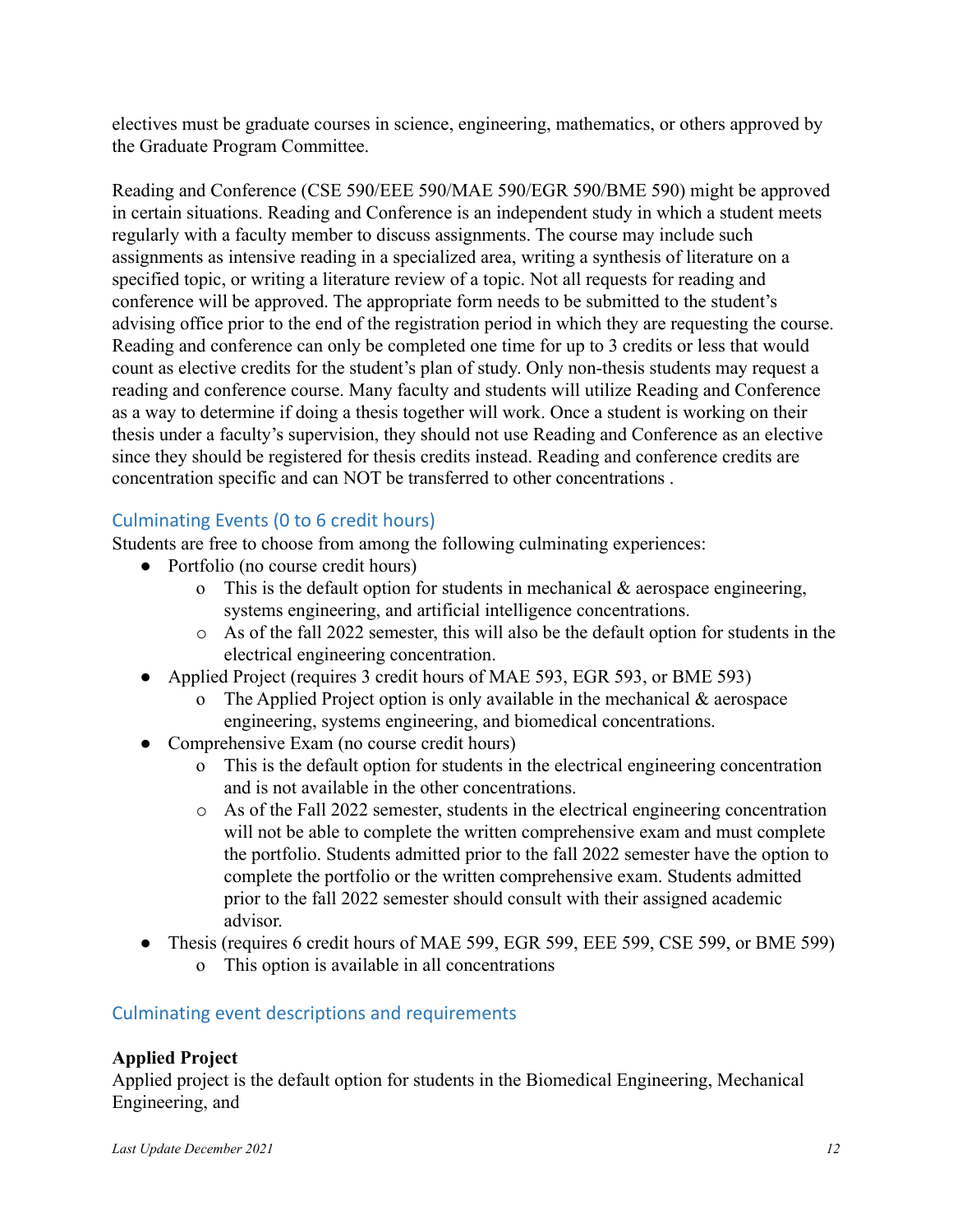electives must be graduate courses in science, engineering, mathematics, or others approved by the Graduate Program Committee.

Reading and Conference (CSE 590/EEE 590/MAE 590/EGR 590/BME 590) might be approved in certain situations. Reading and Conference is an independent study in which a student meets regularly with a faculty member to discuss assignments. The course may include such assignments as intensive reading in a specialized area, writing a synthesis of literature on a specified topic, or writing a literature review of a topic. Not all requests for reading and conference will be approved. The appropriate form needs to be submitted to the student's advising office prior to the end of the registration period in which they are requesting the course. Reading and conference can only be completed one time for up to 3 credits or less that would count as elective credits for the student's plan of study. Only non-thesis students may request a reading and conference course. Many faculty and students will utilize Reading and Conference as a way to determine if doing a thesis together will work. Once a student is working on their thesis under a faculty's supervision, they should not use Reading and Conference as an elective since they should be registered for thesis credits instead. Reading and conference credits are concentration specific and can NOT be transferred to other concentrations .

## Culminating Events (0 to 6 credit hours)

Students are free to choose from among the following culminating experiences:

- Portfolio (no course credit hours)
    - This is the default option for students in mechanical & aerospace engineering, systems engineering, and artificial intelligence concentrations.
    - As of the fall 2022 semester, this will also be the default option for students in the electrical engineering concentration.
- Applied Project (requires 3 credit hours of MAE 593, EGR 593, or BME 593)
    - The Applied Project option is only available in the mechanical & aerospace engineering, systems engineering, and biomedical concentrations.
- Comprehensive Exam (no course credit hours)
    - This is the default option for students in the electrical engineering concentration and is not available in the other concentrations.
    - As of the Fall 2022 semester, students in the electrical engineering concentration will not be able to complete the written comprehensive exam and must complete the portfolio. Students admitted prior to the fall 2022 semester have the option to complete the portfolio or the written comprehensive exam. Students admitted prior to the fall 2022 semester should consult with their assigned academic advisor.
- Thesis (requires 6 credit hours of MAE 599, EGR 599, EEE 599, CSE 599, or BME 599)
    - This option is available in all concentrations

## Culminating event descriptions and requirements

**Applied Project**

Applied project is the default option for students in the Biomedical Engineering, Mechanical Engineering, and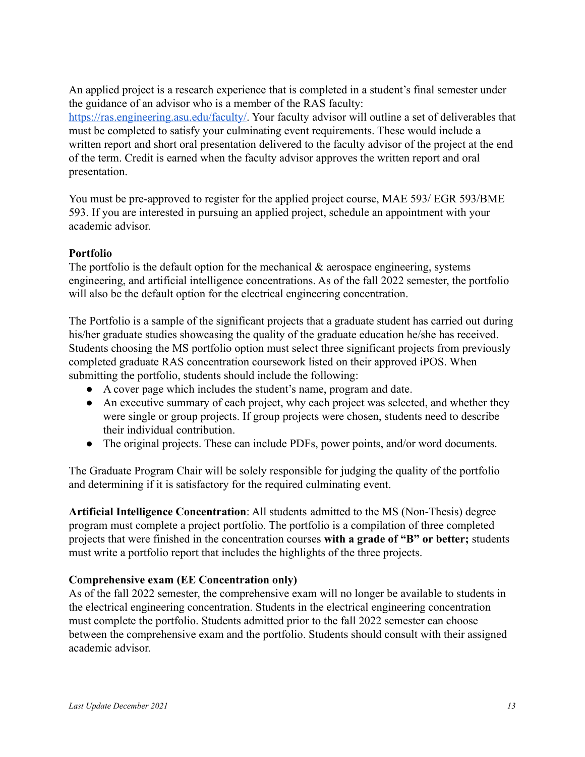An applied project is a research experience that is completed in a student's final semester under the guidance of an advisor who is a member of the RAS faculty: [https://ras.engineering.asu.edu/faculty/](https://ras.engineering.asu.edu/faculty/). Your faculty advisor will outline a set of deliverables that must be completed to satisfy your culminating event requirements. These would include a written report and short oral presentation delivered to the faculty advisor of the project at the end of the term. Credit is earned when the faculty advisor approves the written report and oral presentation.

You must be pre-approved to register for the applied project course, MAE 593/ EGR 593/BME 593. If you are interested in pursuing an applied project, schedule an appointment with your academic advisor.

**Portfolio**

The portfolio is the default option for the mechanical & aerospace engineering, systems engineering, and artificial intelligence concentrations. As of the fall 2022 semester, the portfolio will also be the default option for the electrical engineering concentration.

The Portfolio is a sample of the significant projects that a graduate student has carried out during his/her graduate studies showcasing the quality of the graduate education he/she has received. Students choosing the MS portfolio option must select three significant projects from previously completed graduate RAS concentration coursework listed on their approved iPOS. When submitting the portfolio, students should include the following:

- A cover page which includes the student's name, program and date.
- An executive summary of each project, why each project was selected, and whether they were single or group projects. If group projects were chosen, students need to describe their individual contribution.
- The original projects. These can include PDFs, power points, and/or word documents.

The Graduate Program Chair will be solely responsible for judging the quality of the portfolio and determining if it is satisfactory for the required culminating event.

**Artificial Intelligence Concentration**: All students admitted to the MS (Non-Thesis) degree program must complete a project portfolio. The portfolio is a compilation of three completed projects that were finished in the concentration courses **with a grade of "B" or better;** students must write a portfolio report that includes the highlights of the three projects.

**Comprehensive exam (EE Concentration only)**

As of the fall 2022 semester, the comprehensive exam will no longer be available to students in the electrical engineering concentration. Students in the electrical engineering concentration must complete the portfolio. Students admitted prior to the fall 2022 semester can choose between the comprehensive exam and the portfolio. Students should consult with their assigned academic advisor.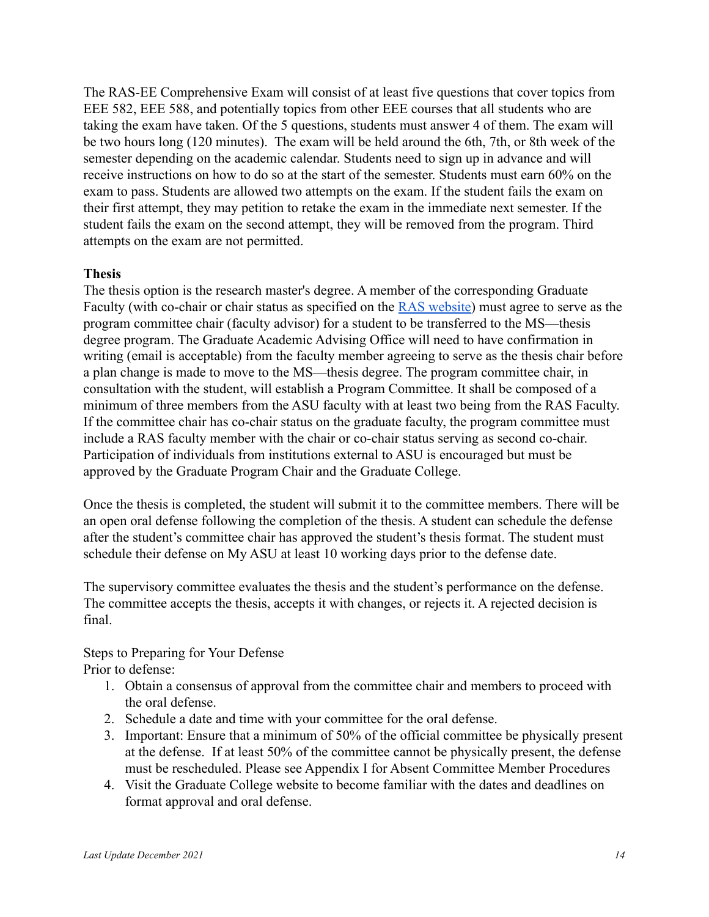The RAS-EE Comprehensive Exam will consist of at least five questions that cover topics from EEE 582, EEE 588, and potentially topics from other EEE courses that all students who are taking the exam have taken. Of the 5 questions, students must answer 4 of them. The exam will be two hours long (120 minutes). The exam will be held around the 6th, 7th, or 8th week of the semester depending on the academic calendar. Students need to sign up in advance and will receive instructions on how to do so at the start of the semester. Students must earn 60% on the exam to pass. Students are allowed two attempts on the exam. If the student fails the exam on their first attempt, they may petition to retake the exam in the immediate next semester. If the student fails the exam on the second attempt, they will be removed from the program. Third attempts on the exam are not permitted.

**Thesis**

The thesis option is the research master's degree. A member of the corresponding Graduate Faculty (with co-chair or chair status as specified on the [RAS website]) must agree to serve as the program committee chair (faculty advisor) for a student to be transferred to the MS—thesis degree program. The Graduate Academic Advising Office will need to have confirmation in writing (email is acceptable) from the faculty member agreeing to serve as the thesis chair before a plan change is made to move to the MS—thesis degree. The program committee chair, in consultation with the student, will establish a Program Committee. It shall be composed of a minimum of three members from the ASU faculty with at least two being from the RAS Faculty. If the committee chair has co-chair status on the graduate faculty, the program committee must include a RAS faculty member with the chair or co-chair status serving as second co-chair. Participation of individuals from institutions external to ASU is encouraged but must be approved by the Graduate Program Chair and the Graduate College.

Once the thesis is completed, the student will submit it to the committee members. There will be an open oral defense following the completion of the thesis. A student can schedule the defense after the student's committee chair has approved the student's thesis format. The student must schedule their defense on My ASU at least 10 working days prior to the defense date.

The supervisory committee evaluates the thesis and the student's performance on the defense. The committee accepts the thesis, accepts it with changes, or rejects it. A rejected decision is final.

Steps to Preparing for Your Defense

Prior to defense:

1. Obtain a consensus of approval from the committee chair and members to proceed with the oral defense.
2. Schedule a date and time with your committee for the oral defense.
3. Important: Ensure that a minimum of 50% of the official committee be physically present at the defense. If at least 50% of the committee cannot be physically present, the defense must be rescheduled. Please see Appendix I for Absent Committee Member Procedures
4. Visit the Graduate College website to become familiar with the dates and deadlines on format approval and oral defense.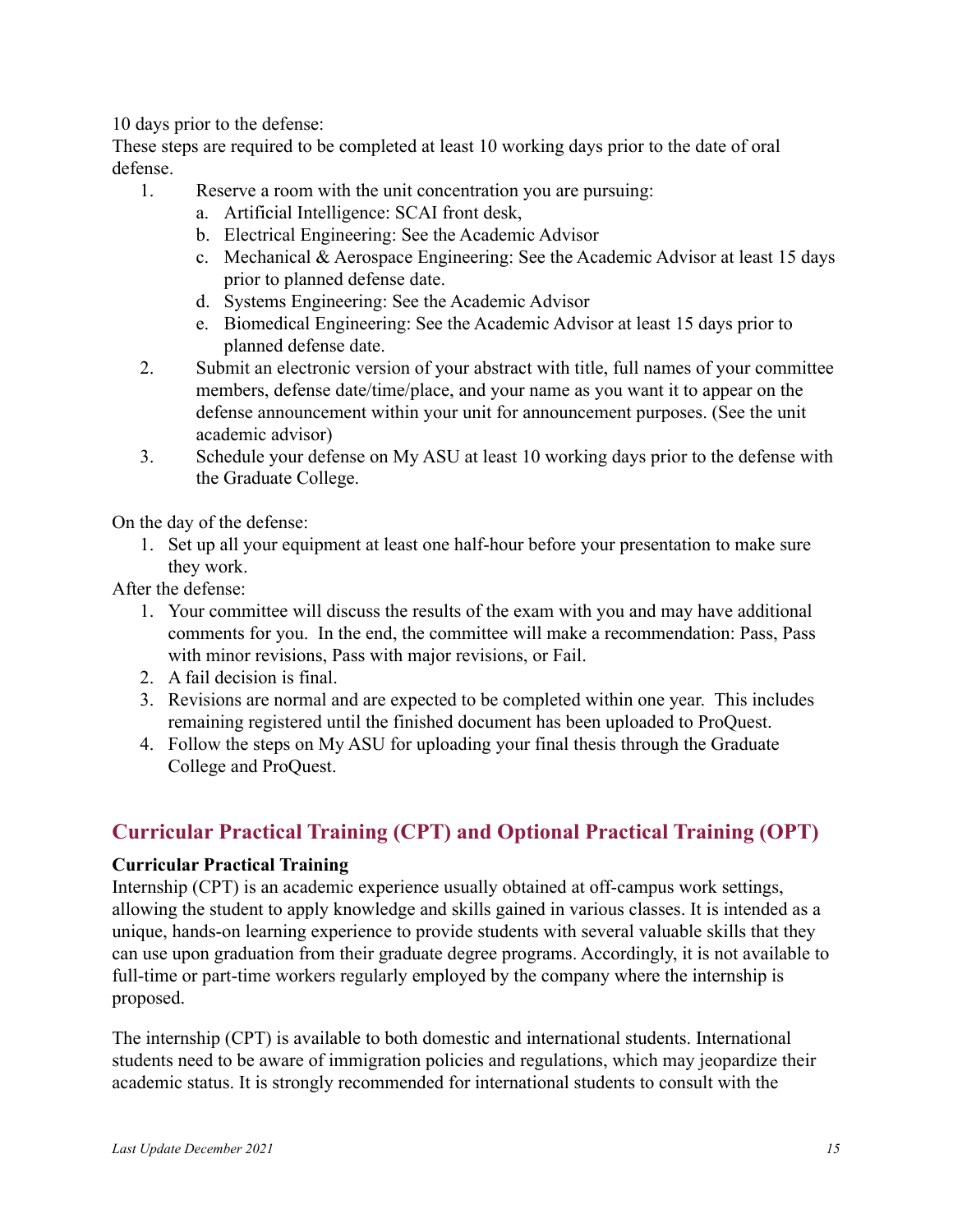10 days prior to the defense:
These steps are required to be completed at least 10 working days prior to the date of oral defense.

1. Reserve a room with the unit concentration you are pursuing:
   a. Artificial Intelligence: SCAI front desk,
   b. Electrical Engineering: See the Academic Advisor
   c. Mechanical & Aerospace Engineering: See the Academic Advisor at least 15 days prior to planned defense date.
   d. Systems Engineering: See the Academic Advisor
   e. Biomedical Engineering: See the Academic Advisor at least 15 days prior to planned defense date.
2. Submit an electronic version of your abstract with title, full names of your committee members, defense date/time/place, and your name as you want it to appear on the defense announcement within your unit for announcement purposes. (See the unit academic advisor)
3. Schedule your defense on My ASU at least 10 working days prior to the defense with the Graduate College.

On the day of the defense:

1. Set up all your equipment at least one half-hour before your presentation to make sure they work.

After the defense:

1. Your committee will discuss the results of the exam with you and may have additional comments for you. In the end, the committee will make a recommendation: Pass, Pass with minor revisions, Pass with major revisions, or Fail.
2. A fail decision is final.
3. Revisions are normal and are expected to be completed within one year. This includes remaining registered until the finished document has been uploaded to ProQuest.
4. Follow the steps on My ASU for uploading your final thesis through the Graduate College and ProQuest.

## Curricular Practical Training (CPT) and Optional Practical Training (OPT)

**Curricular Practical Training**

Internship (CPT) is an academic experience usually obtained at off-campus work settings, allowing the student to apply knowledge and skills gained in various classes. It is intended as a unique, hands-on learning experience to provide students with several valuable skills that they can use upon graduation from their graduate degree programs. Accordingly, it is not available to full-time or part-time workers regularly employed by the company where the internship is proposed.

The internship (CPT) is available to both domestic and international students. International students need to be aware of immigration policies and regulations, which may jeopardize their academic status. It is strongly recommended for international students to consult with the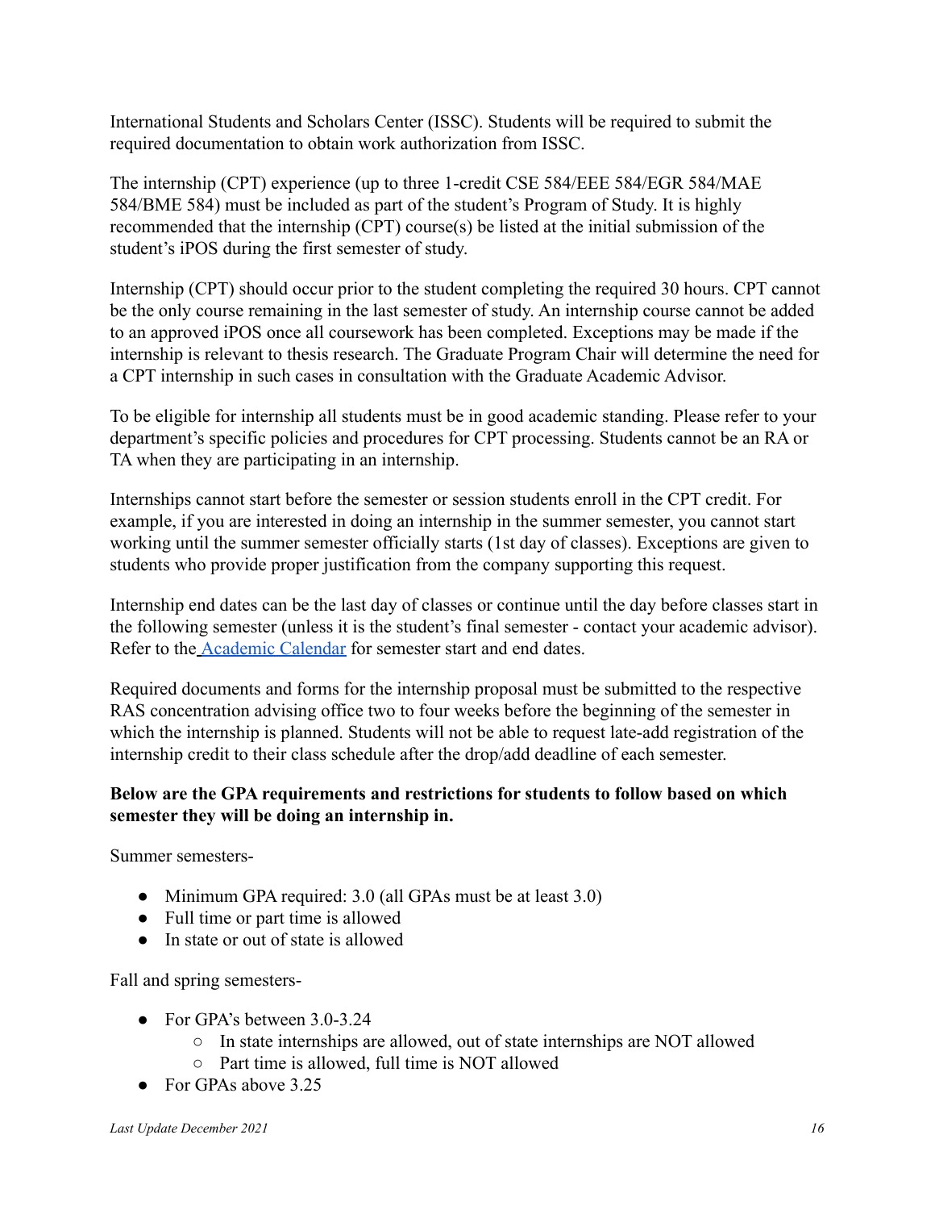International Students and Scholars Center (ISSC). Students will be required to submit the required documentation to obtain work authorization from ISSC.

The internship (CPT) experience (up to three 1-credit CSE 584/EEE 584/EGR 584/MAE 584/BME 584) must be included as part of the student's Program of Study. It is highly recommended that the internship (CPT) course(s) be listed at the initial submission of the student's iPOS during the first semester of study.

Internship (CPT) should occur prior to the student completing the required 30 hours. CPT cannot be the only course remaining in the last semester of study. An internship course cannot be added to an approved iPOS once all coursework has been completed. Exceptions may be made if the internship is relevant to thesis research. The Graduate Program Chair will determine the need for a CPT internship in such cases in consultation with the Graduate Academic Advisor.

To be eligible for internship all students must be in good academic standing. Please refer to your department's specific policies and procedures for CPT processing. Students cannot be an RA or TA when they are participating in an internship.

Internships cannot start before the semester or session students enroll in the CPT credit. For example, if you are interested in doing an internship in the summer semester, you cannot start working until the summer semester officially starts (1st day of classes). Exceptions are given to students who provide proper justification from the company supporting this request.

Internship end dates can be the last day of classes or continue until the day before classes start in the following semester (unless it is the student's final semester - contact your academic advisor). Refer to the [Academic Calendar] for semester start and end dates.

Required documents and forms for the internship proposal must be submitted to the respective RAS concentration advising office two to four weeks before the beginning of the semester in which the internship is planned. Students will not be able to request late-add registration of the internship credit to their class schedule after the drop/add deadline of each semester.

**Below are the GPA requirements and restrictions for students to follow based on which semester they will be doing an internship in.**

Summer semesters-

- Minimum GPA required: 3.0 (all GPAs must be at least 3.0)
- Full time or part time is allowed
- In state or out of state is allowed

Fall and spring semesters-

- For GPA's between 3.0-3.24
  - In state internships are allowed, out of state internships are NOT allowed
  - Part time is allowed, full time is NOT allowed
- For GPAs above 3.25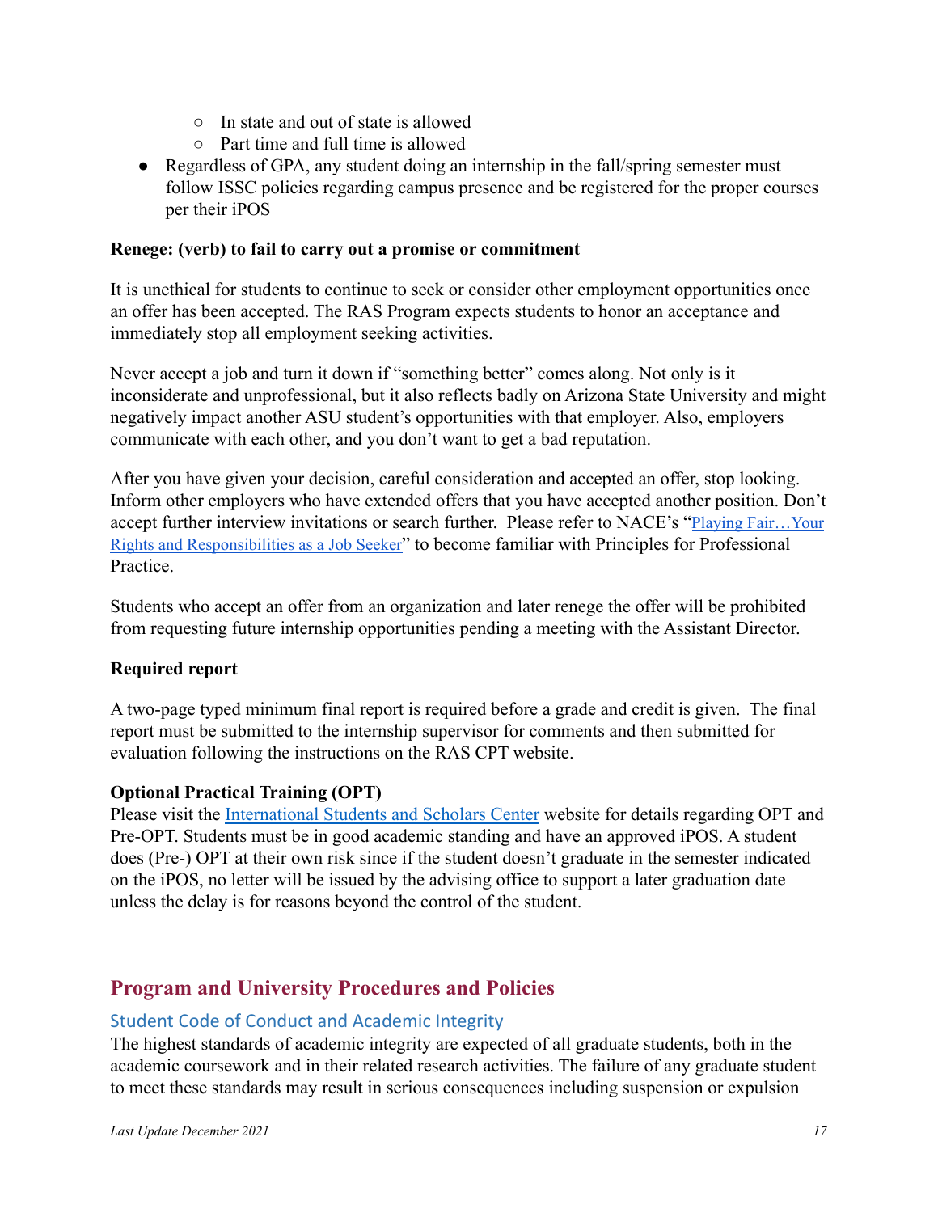- In state and out of state is allowed
    - Part time and full time is allowed
- Regardless of GPA, any student doing an internship in the fall/spring semester must follow ISSC policies regarding campus presence and be registered for the proper courses per their iPOS

**Renege: (verb) to fail to carry out a promise or commitment**

It is unethical for students to continue to seek or consider other employment opportunities once an offer has been accepted. The RAS Program expects students to honor an acceptance and immediately stop all employment seeking activities.

Never accept a job and turn it down if "something better" comes along. Not only is it inconsiderate and unprofessional, but it also reflects badly on Arizona State University and might negatively impact another ASU student's opportunities with that employer. Also, employers communicate with each other, and you don't want to get a bad reputation.

After you have given your decision, careful consideration and accepted an offer, stop looking. Inform other employers who have extended offers that you have accepted another position. Don't accept further interview invitations or search further. Please refer to NACE's "Playing Fair…Your Rights and Responsibilities as a Job Seeker" to become familiar with Principles for Professional Practice.

Students who accept an offer from an organization and later renege the offer will be prohibited from requesting future internship opportunities pending a meeting with the Assistant Director.

**Required report**

A two-page typed minimum final report is required before a grade and credit is given. The final report must be submitted to the internship supervisor for comments and then submitted for evaluation following the instructions on the RAS CPT website.

**Optional Practical Training (OPT)**

Please visit the International Students and Scholars Center website for details regarding OPT and Pre-OPT. Students must be in good academic standing and have an approved iPOS. A student does (Pre-) OPT at their own risk since if the student doesn't graduate in the semester indicated on the iPOS, no letter will be issued by the advising office to support a later graduation date unless the delay is for reasons beyond the control of the student.

## Program and University Procedures and Policies

### Student Code of Conduct and Academic Integrity

The highest standards of academic integrity are expected of all graduate students, both in the academic coursework and in their related research activities. The failure of any graduate student to meet these standards may result in serious consequences including suspension or expulsion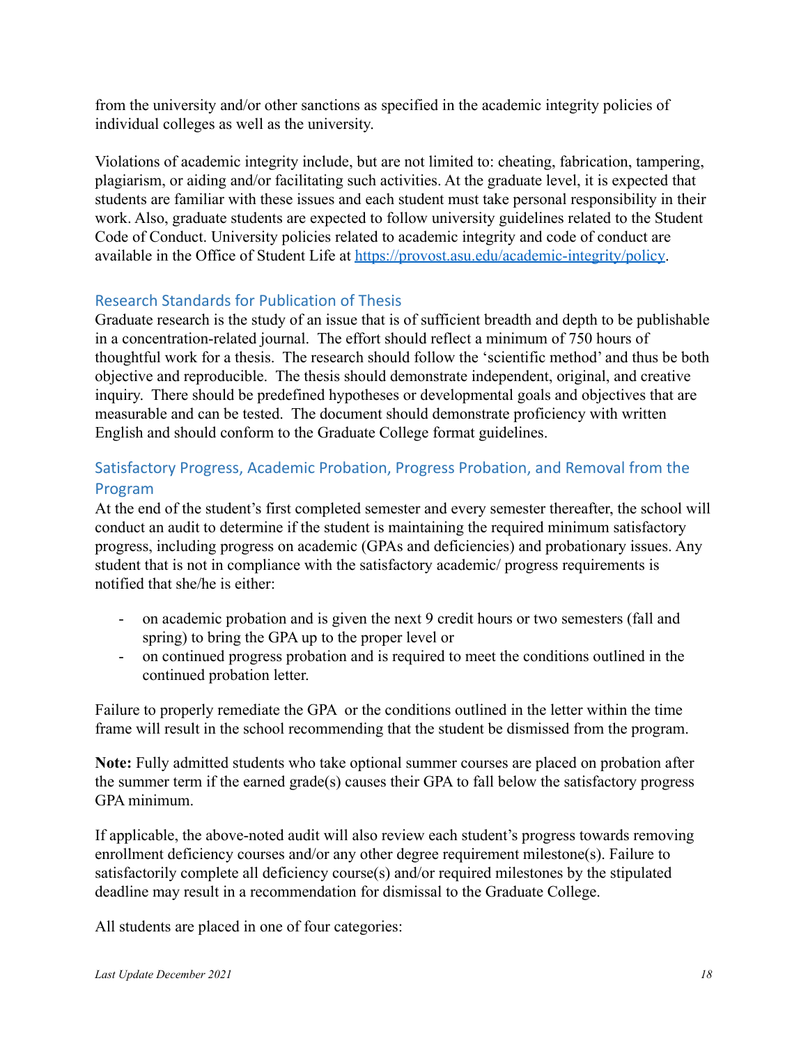from the university and/or other sanctions as specified in the academic integrity policies of individual colleges as well as the university.

Violations of academic integrity include, but are not limited to: cheating, fabrication, tampering, plagiarism, or aiding and/or facilitating such activities. At the graduate level, it is expected that students are familiar with these issues and each student must take personal responsibility in their work. Also, graduate students are expected to follow university guidelines related to the Student Code of Conduct. University policies related to academic integrity and code of conduct are available in the Office of Student Life at https://provost.asu.edu/academic-integrity/policy.

## Research Standards for Publication of Thesis

Graduate research is the study of an issue that is of sufficient breadth and depth to be publishable in a concentration-related journal. The effort should reflect a minimum of 750 hours of thoughtful work for a thesis. The research should follow the 'scientific method' and thus be both objective and reproducible. The thesis should demonstrate independent, original, and creative inquiry. There should be predefined hypotheses or developmental goals and objectives that are measurable and can be tested. The document should demonstrate proficiency with written English and should conform to the Graduate College format guidelines.

## Satisfactory Progress, Academic Probation, Progress Probation, and Removal from the Program

At the end of the student's first completed semester and every semester thereafter, the school will conduct an audit to determine if the student is maintaining the required minimum satisfactory progress, including progress on academic (GPAs and deficiencies) and probationary issues. Any student that is not in compliance with the satisfactory academic/ progress requirements is notified that she/he is either:

- on academic probation and is given the next 9 credit hours or two semesters (fall and spring) to bring the GPA up to the proper level or
- on continued progress probation and is required to meet the conditions outlined in the continued probation letter.

Failure to properly remediate the GPA or the conditions outlined in the letter within the time frame will result in the school recommending that the student be dismissed from the program.

**Note:** Fully admitted students who take optional summer courses are placed on probation after the summer term if the earned grade(s) causes their GPA to fall below the satisfactory progress GPA minimum.

If applicable, the above-noted audit will also review each student's progress towards removing enrollment deficiency courses and/or any other degree requirement milestone(s). Failure to satisfactorily complete all deficiency course(s) and/or required milestones by the stipulated deadline may result in a recommendation for dismissal to the Graduate College.

All students are placed in one of four categories: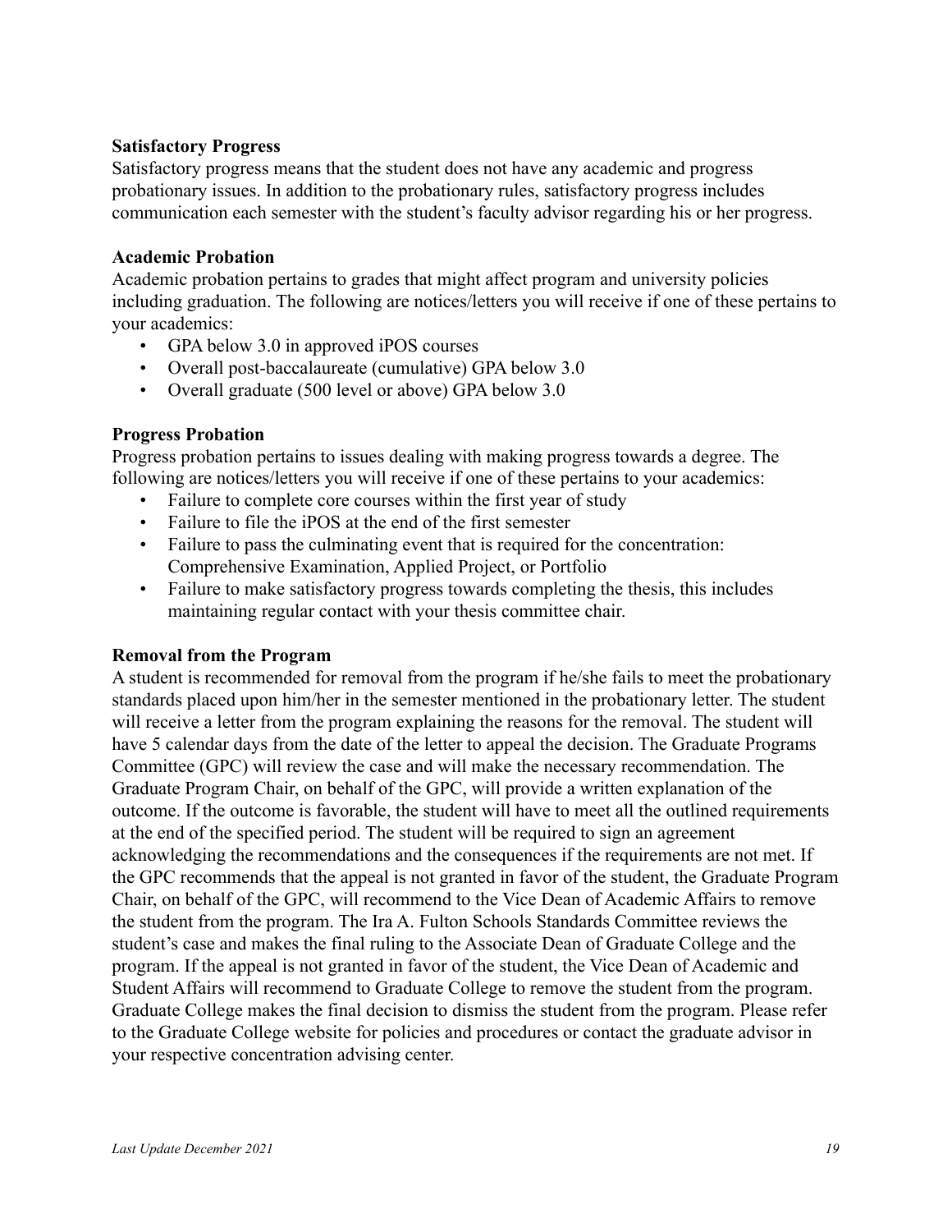**Satisfactory Progress**

Satisfactory progress means that the student does not have any academic and progress probationary issues. In addition to the probationary rules, satisfactory progress includes communication each semester with the student's faculty advisor regarding his or her progress.

**Academic Probation**

Academic probation pertains to grades that might affect program and university policies including graduation. The following are notices/letters you will receive if one of these pertains to your academics:

- GPA below 3.0 in approved iPOS courses
- Overall post-baccalaureate (cumulative) GPA below 3.0
- Overall graduate (500 level or above) GPA below 3.0

**Progress Probation**

Progress probation pertains to issues dealing with making progress towards a degree. The following are notices/letters you will receive if one of these pertains to your academics:

- Failure to complete core courses within the first year of study
- Failure to file the iPOS at the end of the first semester
- Failure to pass the culminating event that is required for the concentration: Comprehensive Examination, Applied Project, or Portfolio
- Failure to make satisfactory progress towards completing the thesis, this includes maintaining regular contact with your thesis committee chair.

**Removal from the Program**

A student is recommended for removal from the program if he/she fails to meet the probationary standards placed upon him/her in the semester mentioned in the probationary letter. The student will receive a letter from the program explaining the reasons for the removal. The student will have 5 calendar days from the date of the letter to appeal the decision. The Graduate Programs Committee (GPC) will review the case and will make the necessary recommendation. The Graduate Program Chair, on behalf of the GPC, will provide a written explanation of the outcome. If the outcome is favorable, the student will have to meet all the outlined requirements at the end of the specified period. The student will be required to sign an agreement acknowledging the recommendations and the consequences if the requirements are not met. If the GPC recommends that the appeal is not granted in favor of the student, the Graduate Program Chair, on behalf of the GPC, will recommend to the Vice Dean of Academic Affairs to remove the student from the program. The Ira A. Fulton Schools Standards Committee reviews the student's case and makes the final ruling to the Associate Dean of Graduate College and the program. If the appeal is not granted in favor of the student, the Vice Dean of Academic and Student Affairs will recommend to Graduate College to remove the student from the program. Graduate College makes the final decision to dismiss the student from the program. Please refer to the Graduate College website for policies and procedures or contact the graduate advisor in your respective concentration advising center.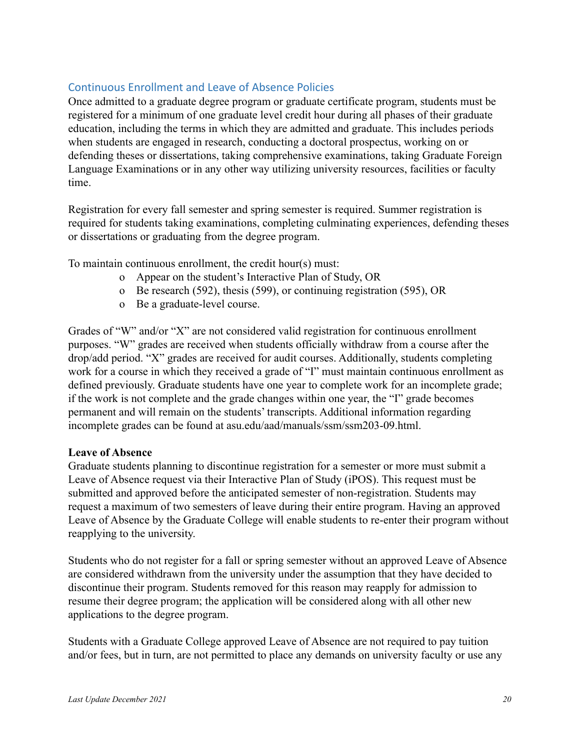## Continuous Enrollment and Leave of Absence Policies

Once admitted to a graduate degree program or graduate certificate program, students must be registered for a minimum of one graduate level credit hour during all phases of their graduate education, including the terms in which they are admitted and graduate. This includes periods when students are engaged in research, conducting a doctoral prospectus, working on or defending theses or dissertations, taking comprehensive examinations, taking Graduate Foreign Language Examinations or in any other way utilizing university resources, facilities or faculty time.

Registration for every fall semester and spring semester is required. Summer registration is required for students taking examinations, completing culminating experiences, defending theses or dissertations or graduating from the degree program.

To maintain continuous enrollment, the credit hour(s) must:

- Appear on the student's Interactive Plan of Study, OR
- Be research (592), thesis (599), or continuing registration (595), OR
- Be a graduate-level course.

Grades of "W" and/or "X" are not considered valid registration for continuous enrollment purposes. "W" grades are received when students officially withdraw from a course after the drop/add period. "X" grades are received for audit courses. Additionally, students completing work for a course in which they received a grade of "I" must maintain continuous enrollment as defined previously. Graduate students have one year to complete work for an incomplete grade; if the work is not complete and the grade changes within one year, the "I" grade becomes permanent and will remain on the students' transcripts. Additional information regarding incomplete grades can be found at asu.edu/aad/manuals/ssm/ssm203-09.html.

**Leave of Absence**

Graduate students planning to discontinue registration for a semester or more must submit a Leave of Absence request via their Interactive Plan of Study (iPOS). This request must be submitted and approved before the anticipated semester of non-registration. Students may request a maximum of two semesters of leave during their entire program. Having an approved Leave of Absence by the Graduate College will enable students to re-enter their program without reapplying to the university.

Students who do not register for a fall or spring semester without an approved Leave of Absence are considered withdrawn from the university under the assumption that they have decided to discontinue their program. Students removed for this reason may reapply for admission to resume their degree program; the application will be considered along with all other new applications to the degree program.

Students with a Graduate College approved Leave of Absence are not required to pay tuition and/or fees, but in turn, are not permitted to place any demands on university faculty or use any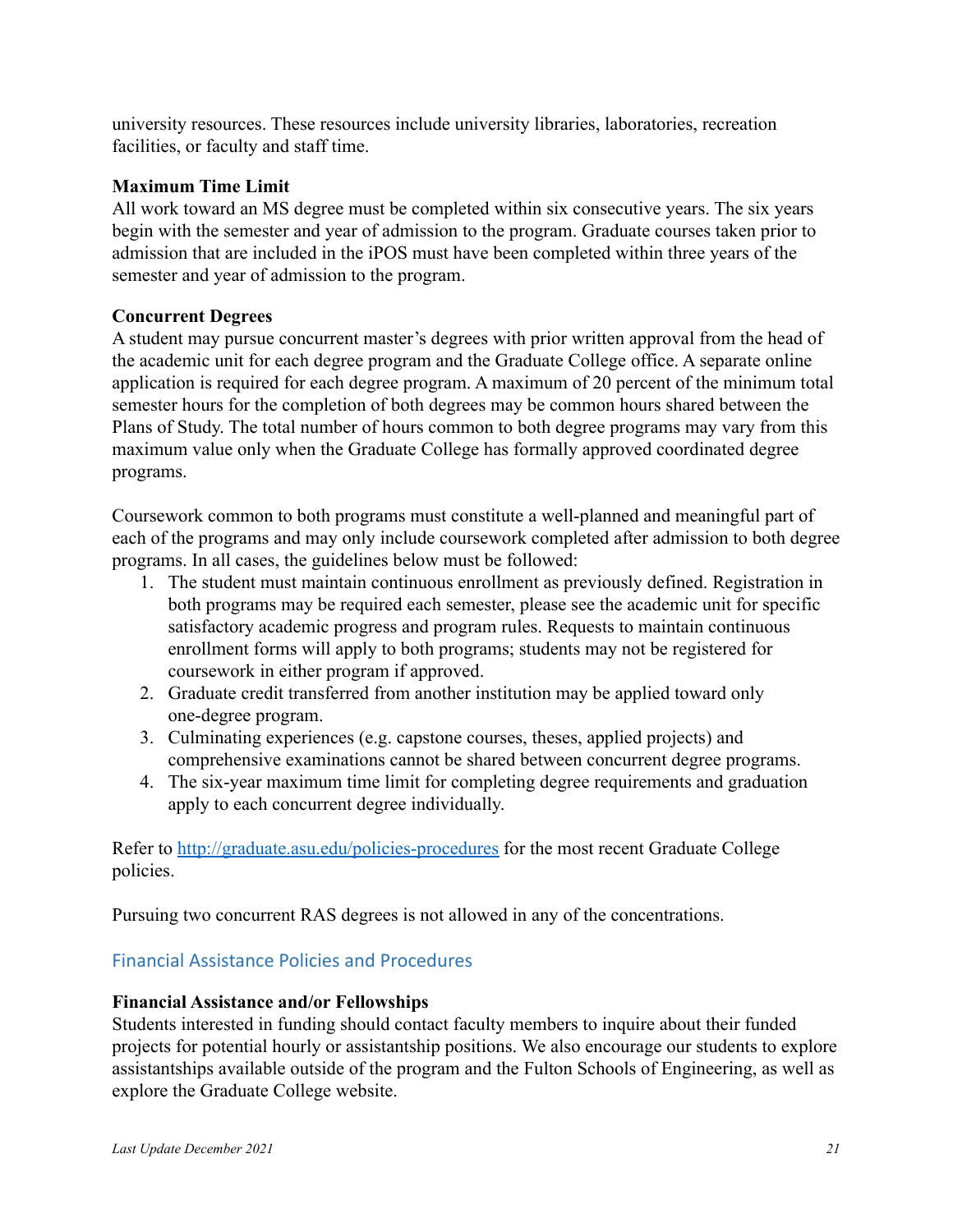university resources. These resources include university libraries, laboratories, recreation facilities, or faculty and staff time.

**Maximum Time Limit**
All work toward an MS degree must be completed within six consecutive years. The six years begin with the semester and year of admission to the program. Graduate courses taken prior to admission that are included in the iPOS must have been completed within three years of the semester and year of admission to the program.

**Concurrent Degrees**
A student may pursue concurrent master's degrees with prior written approval from the head of the academic unit for each degree program and the Graduate College office. A separate online application is required for each degree program. A maximum of 20 percent of the minimum total semester hours for the completion of both degrees may be common hours shared between the Plans of Study. The total number of hours common to both degree programs may vary from this maximum value only when the Graduate College has formally approved coordinated degree programs.

Coursework common to both programs must constitute a well-planned and meaningful part of each of the programs and may only include coursework completed after admission to both degree programs. In all cases, the guidelines below must be followed:

1. The student must maintain continuous enrollment as previously defined. Registration in both programs may be required each semester, please see the academic unit for specific satisfactory academic progress and program rules. Requests to maintain continuous enrollment forms will apply to both programs; students may not be registered for coursework in either program if approved.
2. Graduate credit transferred from another institution may be applied toward only one-degree program.
3. Culminating experiences (e.g. capstone courses, theses, applied projects) and comprehensive examinations cannot be shared between concurrent degree programs.
4. The six-year maximum time limit for completing degree requirements and graduation apply to each concurrent degree individually.

Refer to [http://graduate.asu.edu/policies-procedures](http://graduate.asu.edu/policies-procedures) for the most recent Graduate College policies.

Pursuing two concurrent RAS degrees is not allowed in any of the concentrations.

## Financial Assistance Policies and Procedures

**Financial Assistance and/or Fellowships**
Students interested in funding should contact faculty members to inquire about their funded projects for potential hourly or assistantship positions. We also encourage our students to explore assistantships available outside of the program and the Fulton Schools of Engineering, as well as explore the Graduate College website.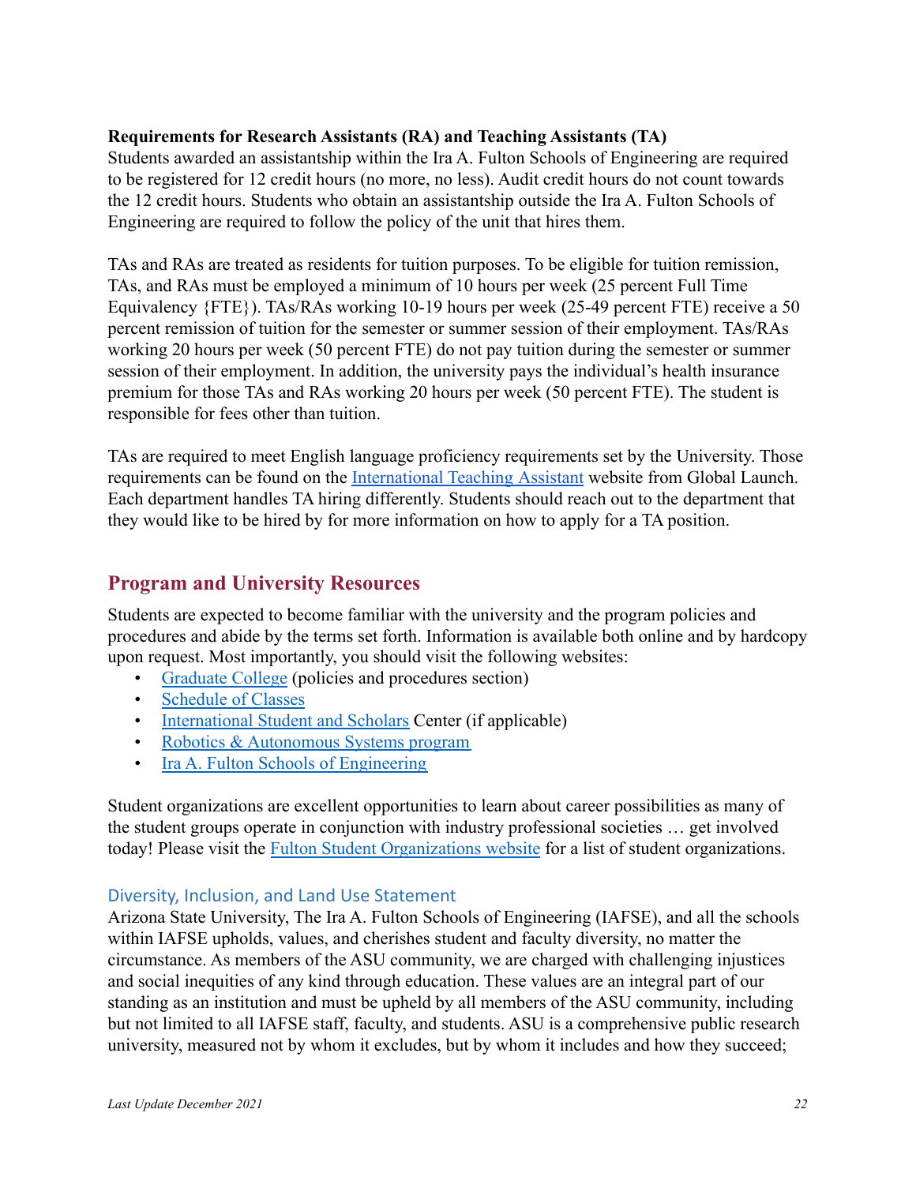**Requirements for Research Assistants (RA) and Teaching Assistants (TA)**
Students awarded an assistantship within the Ira A. Fulton Schools of Engineering are required to be registered for 12 credit hours (no more, no less). Audit credit hours do not count towards the 12 credit hours. Students who obtain an assistantship outside the Ira A. Fulton Schools of Engineering are required to follow the policy of the unit that hires them.

TAs and RAs are treated as residents for tuition purposes. To be eligible for tuition remission, TAs, and RAs must be employed a minimum of 10 hours per week (25 percent Full Time Equivalency {FTE}). TAs/RAs working 10-19 hours per week (25-49 percent FTE) receive a 50 percent remission of tuition for the semester or summer session of their employment. TAs/RAs working 20 hours per week (50 percent FTE) do not pay tuition during the semester or summer session of their employment. In addition, the university pays the individual's health insurance premium for those TAs and RAs working 20 hours per week (50 percent FTE). The student is responsible for fees other than tuition.

TAs are required to meet English language proficiency requirements set by the University. Those requirements can be found on the International Teaching Assistant website from Global Launch. Each department handles TA hiring differently. Students should reach out to the department that they would like to be hired by for more information on how to apply for a TA position.

## Program and University Resources

Students are expected to become familiar with the university and the program policies and procedures and abide by the terms set forth. Information is available both online and by hardcopy upon request. Most importantly, you should visit the following websites:

- Graduate College (policies and procedures section)
- Schedule of Classes
- International Student and Scholars Center (if applicable)
- Robotics & Autonomous Systems program
- Ira A. Fulton Schools of Engineering

Student organizations are excellent opportunities to learn about career possibilities as many of the student groups operate in conjunction with industry professional societies … get involved today! Please visit the Fulton Student Organizations website for a list of student organizations.

### Diversity, Inclusion, and Land Use Statement

Arizona State University, The Ira A. Fulton Schools of Engineering (IAFSE), and all the schools within IAFSE upholds, values, and cherishes student and faculty diversity, no matter the circumstance. As members of the ASU community, we are charged with challenging injustices and social inequities of any kind through education. These values are an integral part of our standing as an institution and must be upheld by all members of the ASU community, including but not limited to all IAFSE staff, faculty, and students. ASU is a comprehensive public research university, measured not by whom it excludes, but by whom it includes and how they succeed;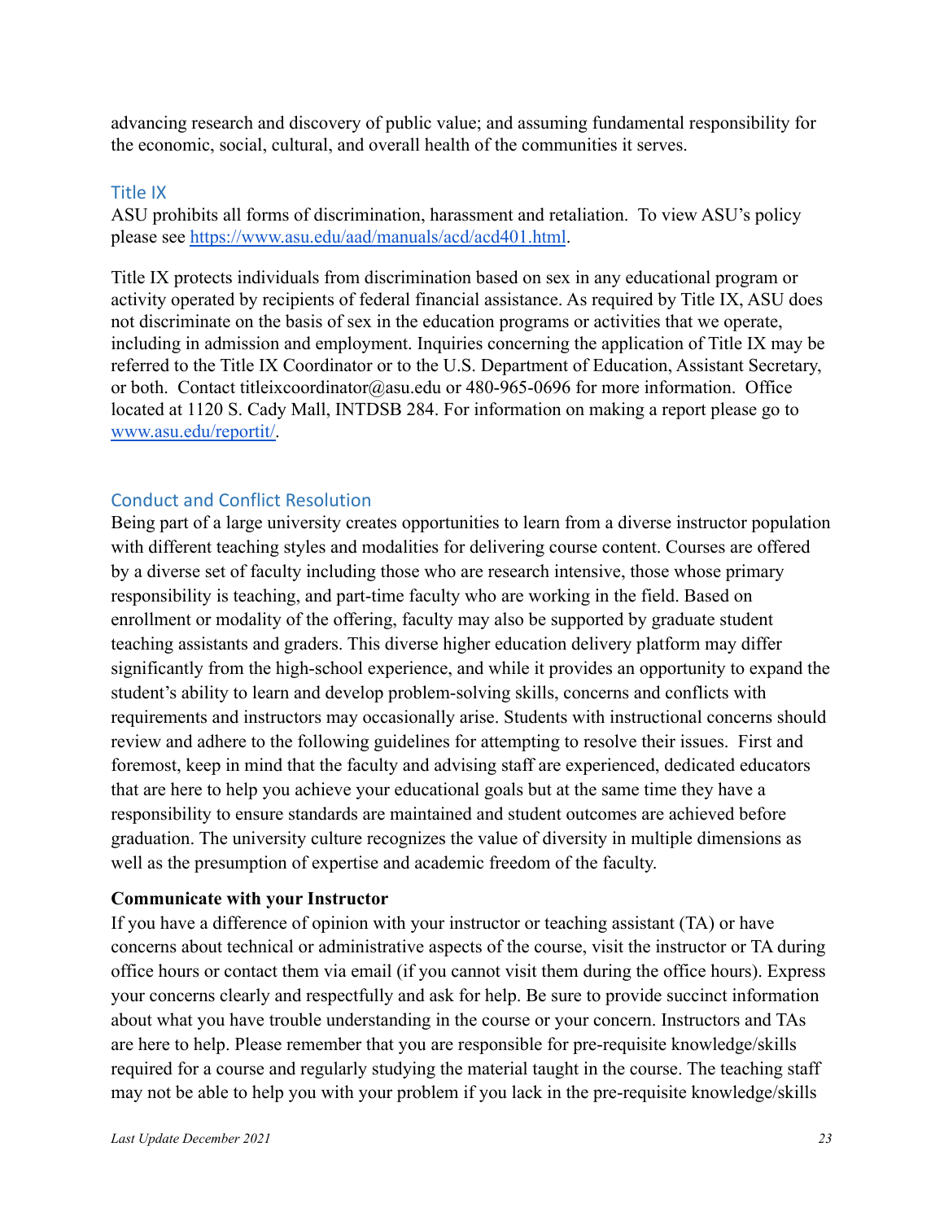advancing research and discovery of public value; and assuming fundamental responsibility for the economic, social, cultural, and overall health of the communities it serves.

## Title IX

ASU prohibits all forms of discrimination, harassment and retaliation. To view ASU's policy please see https://www.asu.edu/aad/manuals/acd/acd401.html.

Title IX protects individuals from discrimination based on sex in any educational program or activity operated by recipients of federal financial assistance. As required by Title IX, ASU does not discriminate on the basis of sex in the education programs or activities that we operate, including in admission and employment. Inquiries concerning the application of Title IX may be referred to the Title IX Coordinator or to the U.S. Department of Education, Assistant Secretary, or both. Contact titleixcoordinator@asu.edu or 480-965-0696 for more information. Office located at 1120 S. Cady Mall, INTDSB 284. For information on making a report please go to www.asu.edu/reportit/.

## Conduct and Conflict Resolution

Being part of a large university creates opportunities to learn from a diverse instructor population with different teaching styles and modalities for delivering course content. Courses are offered by a diverse set of faculty including those who are research intensive, those whose primary responsibility is teaching, and part-time faculty who are working in the field. Based on enrollment or modality of the offering, faculty may also be supported by graduate student teaching assistants and graders. This diverse higher education delivery platform may differ significantly from the high-school experience, and while it provides an opportunity to expand the student's ability to learn and develop problem-solving skills, concerns and conflicts with requirements and instructors may occasionally arise. Students with instructional concerns should review and adhere to the following guidelines for attempting to resolve their issues. First and foremost, keep in mind that the faculty and advising staff are experienced, dedicated educators that are here to help you achieve your educational goals but at the same time they have a responsibility to ensure standards are maintained and student outcomes are achieved before graduation. The university culture recognizes the value of diversity in multiple dimensions as well as the presumption of expertise and academic freedom of the faculty.

**Communicate with your Instructor**

If you have a difference of opinion with your instructor or teaching assistant (TA) or have concerns about technical or administrative aspects of the course, visit the instructor or TA during office hours or contact them via email (if you cannot visit them during the office hours). Express your concerns clearly and respectfully and ask for help. Be sure to provide succinct information about what you have trouble understanding in the course or your concern. Instructors and TAs are here to help. Please remember that you are responsible for pre-requisite knowledge/skills required for a course and regularly studying the material taught in the course. The teaching staff may not be able to help you with your problem if you lack in the pre-requisite knowledge/skills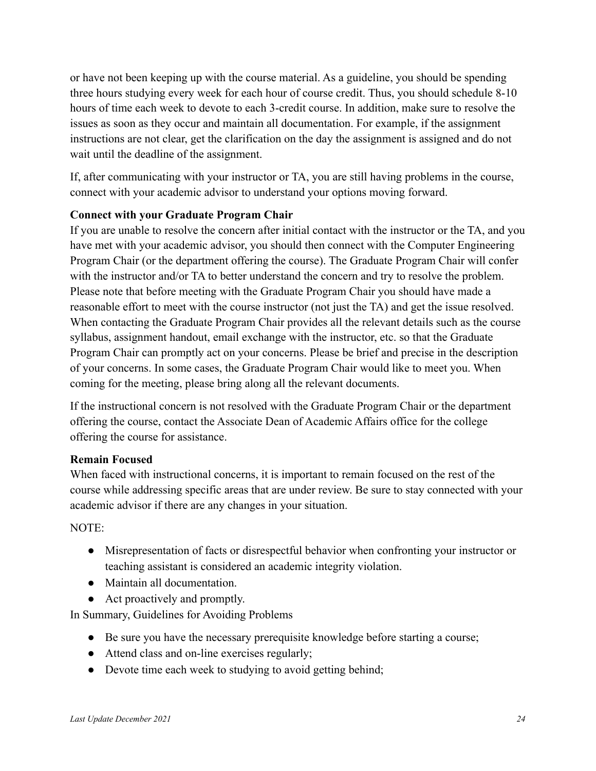or have not been keeping up with the course material. As a guideline, you should be spending three hours studying every week for each hour of course credit. Thus, you should schedule 8-10 hours of time each week to devote to each 3-credit course. In addition, make sure to resolve the issues as soon as they occur and maintain all documentation. For example, if the assignment instructions are not clear, get the clarification on the day the assignment is assigned and do not wait until the deadline of the assignment.

If, after communicating with your instructor or TA, you are still having problems in the course, connect with your academic advisor to understand your options moving forward.

**Connect with your Graduate Program Chair**

If you are unable to resolve the concern after initial contact with the instructor or the TA, and you have met with your academic advisor, you should then connect with the Computer Engineering Program Chair (or the department offering the course). The Graduate Program Chair will confer with the instructor and/or TA to better understand the concern and try to resolve the problem. Please note that before meeting with the Graduate Program Chair you should have made a reasonable effort to meet with the course instructor (not just the TA) and get the issue resolved. When contacting the Graduate Program Chair provides all the relevant details such as the course syllabus, assignment handout, email exchange with the instructor, etc. so that the Graduate Program Chair can promptly act on your concerns. Please be brief and precise in the description of your concerns. In some cases, the Graduate Program Chair would like to meet you. When coming for the meeting, please bring along all the relevant documents.

If the instructional concern is not resolved with the Graduate Program Chair or the department offering the course, contact the Associate Dean of Academic Affairs office for the college offering the course for assistance.

**Remain Focused**

When faced with instructional concerns, it is important to remain focused on the rest of the course while addressing specific areas that are under review. Be sure to stay connected with your academic advisor if there are any changes in your situation.

NOTE:

- Misrepresentation of facts or disrespectful behavior when confronting your instructor or teaching assistant is considered an academic integrity violation.
- Maintain all documentation.
- Act proactively and promptly.

In Summary, Guidelines for Avoiding Problems

- Be sure you have the necessary prerequisite knowledge before starting a course;
- Attend class and on-line exercises regularly;
- Devote time each week to studying to avoid getting behind;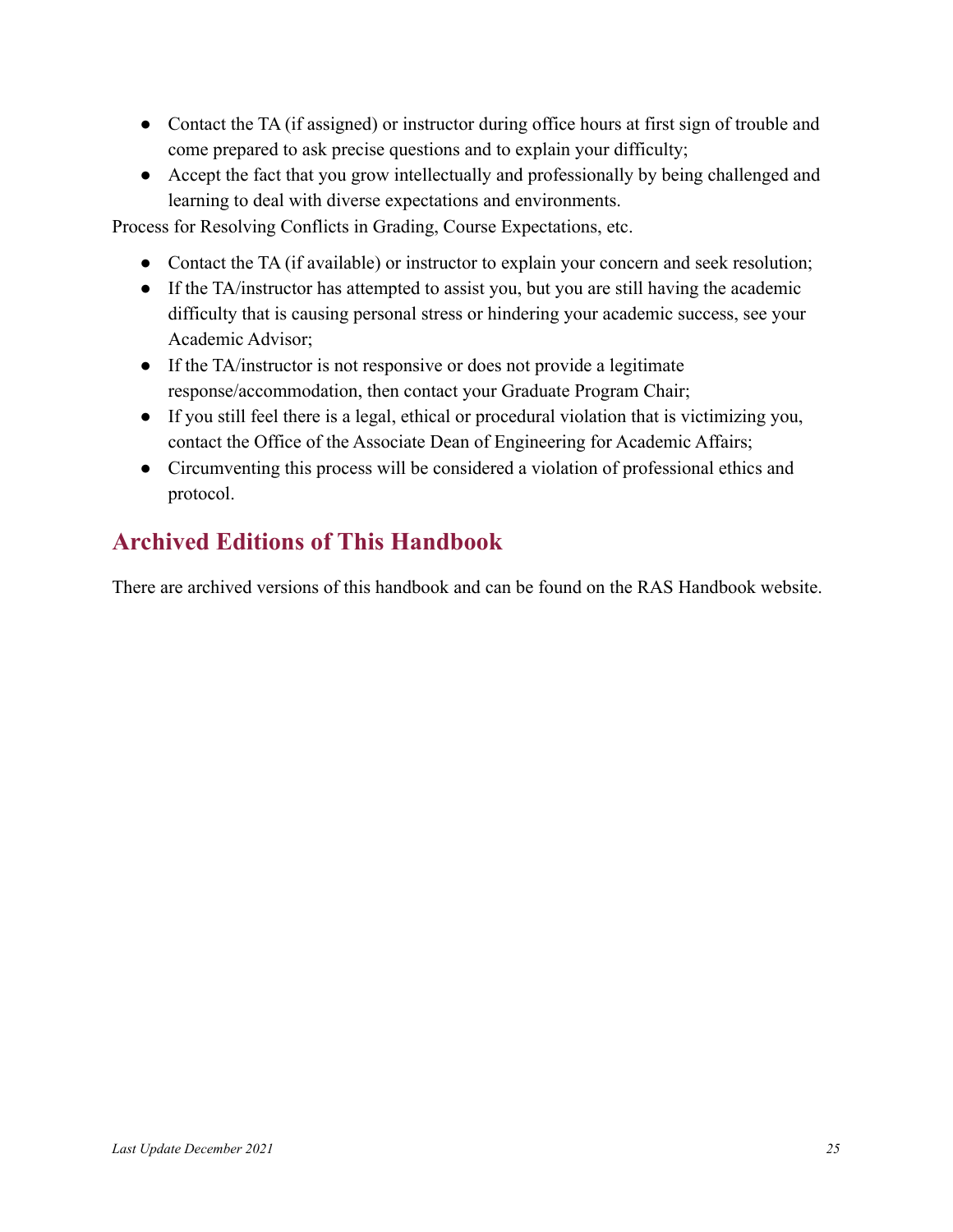- Contact the TA (if assigned) or instructor during office hours at first sign of trouble and come prepared to ask precise questions and to explain your difficulty;
- Accept the fact that you grow intellectually and professionally by being challenged and learning to deal with diverse expectations and environments.

Process for Resolving Conflicts in Grading, Course Expectations, etc.

- Contact the TA (if available) or instructor to explain your concern and seek resolution;
- If the TA/instructor has attempted to assist you, but you are still having the academic difficulty that is causing personal stress or hindering your academic success, see your Academic Advisor;
- If the TA/instructor is not responsive or does not provide a legitimate response/accommodation, then contact your Graduate Program Chair;
- If you still feel there is a legal, ethical or procedural violation that is victimizing you, contact the Office of the Associate Dean of Engineering for Academic Affairs;
- Circumventing this process will be considered a violation of professional ethics and protocol.

## Archived Editions of This Handbook

There are archived versions of this handbook and can be found on the RAS Handbook website.